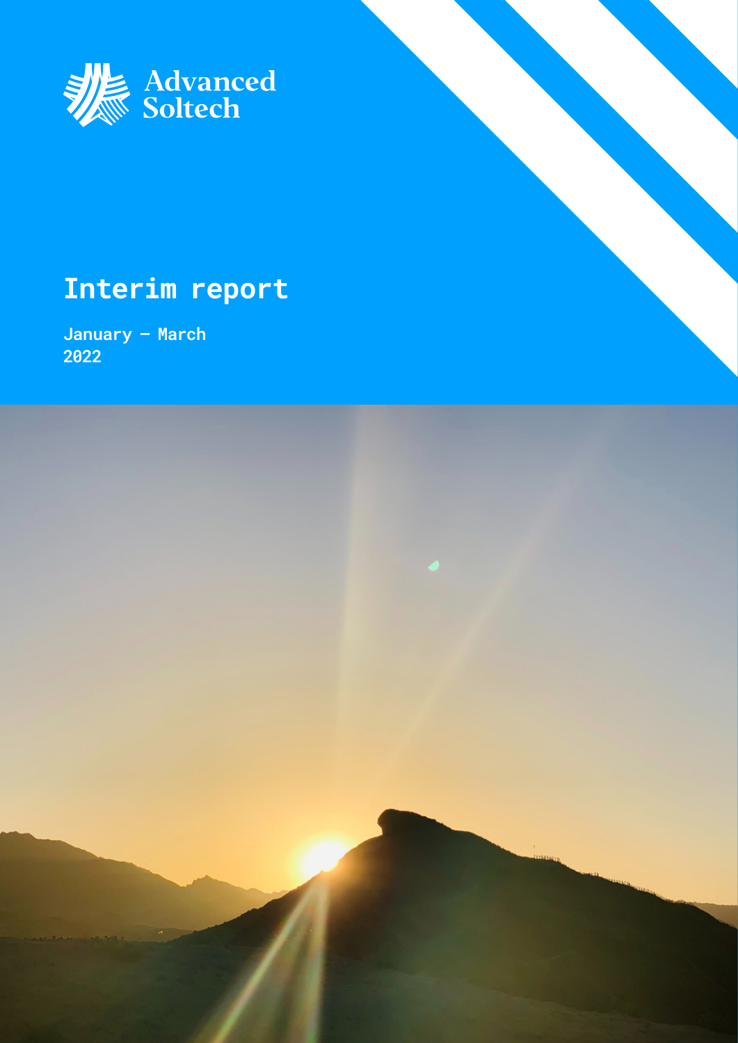Advanced Soltech

# Interim report

January – March
2022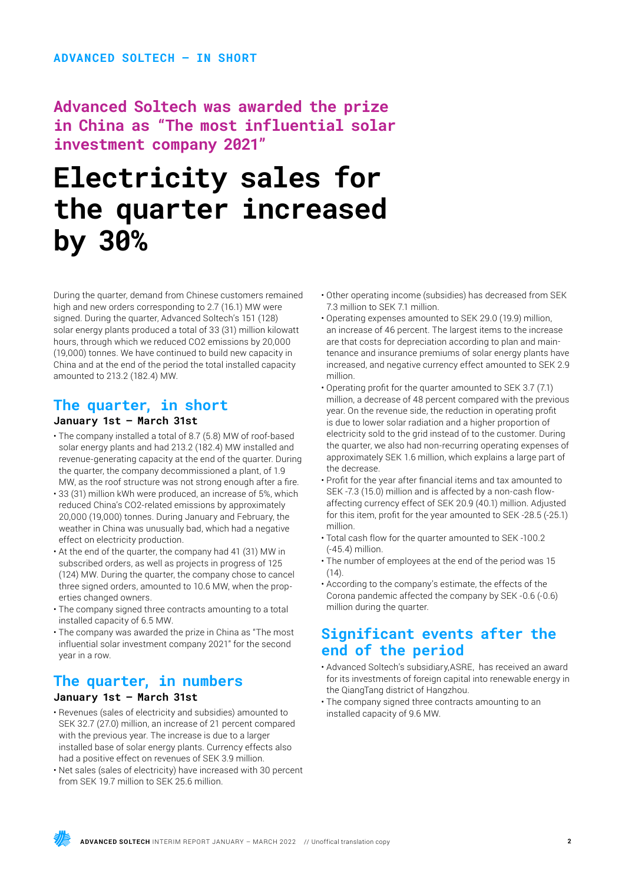ADVANCED SOLTECH – IN SHORT

## Advanced Soltech was awarded the prize in China as "The most influential solar investment company 2021"

# Electricity sales for the quarter increased by 30%

During the quarter, demand from Chinese customers remained high and new orders corresponding to 2.7 (16.1) MW were signed. During the quarter, Advanced Soltech's 151 (128) solar energy plants produced a total of 33 (31) million kilowatt hours, through which we reduced $CO_2$ emissions by 20,000 (19,000) tonnes. We have continued to build new capacity in China and at the end of the period the total installed capacity amounted to 213.2 (182.4) MW.

## The quarter, in short

**January 1st – March 31st**

- The company installed a total of 8.7 (5.8) MW of roof-based solar energy plants and had 213.2 (182.4) MW installed and revenue-generating capacity at the end of the quarter. During the quarter, the company decommissioned a plant, of 1.9 MW, as the roof structure was not strong enough after a fire.
- 33 (31) million kWh were produced, an increase of 5%, which reduced China's $CO_2$-related emissions by approximately 20,000 (19,000) tonnes. During January and February, the weather in China was unusually bad, which had a negative effect on electricity production.
- At the end of the quarter, the company had 41 (31) MW in subscribed orders, as well as projects in progress of 125 (124) MW. During the quarter, the company chose to cancel three signed orders, amounted to 10.6 MW, when the properties changed owners.
- The company signed three contracts amounting to a total installed capacity of 6.5 MW.
- The company was awarded the prize in China as "The most influential solar investment company 2021" for the second year in a row.

## The quarter, in numbers

**January 1st – March 31st**

- Revenues (sales of electricity and subsidies) amounted to SEK 32.7 (27.0) million, an increase of 21 percent compared with the previous year. The increase is due to a larger installed base of solar energy plants. Currency effects also had a positive effect on revenues of SEK 3.9 million.
- Net sales (sales of electricity) have increased with 30 percent from SEK 19.7 million to SEK 25.6 million.
- Other operating income (subsidies) has decreased from SEK 7.3 million to SEK 7.1 million.
- Operating expenses amounted to SEK 29.0 (19.9) million, an increase of 46 percent. The largest items to the increase are that costs for depreciation according to plan and maintenance and insurance premiums of solar energy plants have increased, and negative currency effect amounted to SEK 2.9 million.
- Operating profit for the quarter amounted to SEK 3.7 (7.1) million, a decrease of 48 percent compared with the previous year. On the revenue side, the reduction in operating profit is due to lower solar radiation and a higher proportion of electricity sold to the grid instead of to the customer. During the quarter, we also had non-recurring operating expenses of approximately SEK 1.6 million, which explains a large part of the decrease.
- Profit for the year after financial items and tax amounted to SEK -7.3 (15.0) million and is affected by a non-cash flow-affecting currency effect of SEK 20.9 (40.1) million. Adjusted for this item, profit for the year amounted to SEK -28.5 (-25.1) million.
- Total cash flow for the quarter amounted to SEK -100.2 (-45.4) million.
- The number of employees at the end of the period was 15 (14).
- According to the company's estimate, the effects of the Corona pandemic affected the company by SEK -0.6 (-0.6) million during the quarter.

## Significant events after the end of the period

- Advanced Soltech's subsidiary,ASRE, has received an award for its investments of foreign capital into renewable energy in the QiangTang district of Hangzhou.
- The company signed three contracts amounting to an installed capacity of 9.6 MW.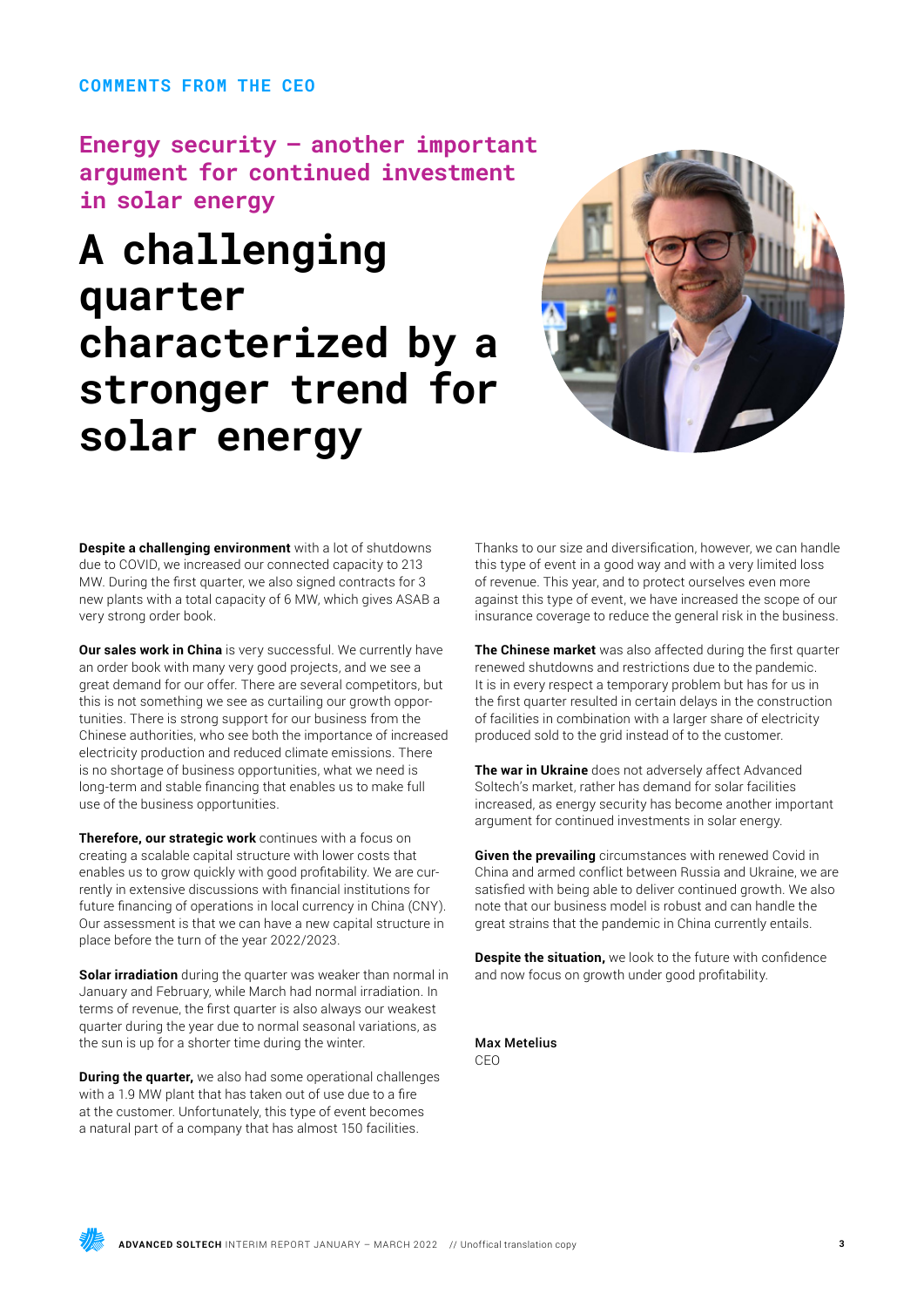COMMENTS FROM THE CEO

## Energy security – another important argument for continued investment in solar energy

# A challenging quarter characterized by a stronger trend for solar energy

**Despite a challenging environment** with a lot of shutdowns due to COVID, we increased our connected capacity to 213 MW. During the first quarter, we also signed contracts for 3 new plants with a total capacity of 6 MW, which gives ASAB a very strong order book.

**Our sales work in China** is very successful. We currently have an order book with many very good projects, and we see a great demand for our offer. There are several competitors, but this is not something we see as curtailing our growth opportunities. There is strong support for our business from the Chinese authorities, who see both the importance of increased electricity production and reduced climate emissions. There is no shortage of business opportunities, what we need is long-term and stable financing that enables us to make full use of the business opportunities.

**Therefore, our strategic work** continues with a focus on creating a scalable capital structure with lower costs that enables us to grow quickly with good profitability. We are currently in extensive discussions with financial institutions for future financing of operations in local currency in China (CNY). Our assessment is that we can have a new capital structure in place before the turn of the year 2022/2023.

**Solar irradiation** during the quarter was weaker than normal in January and February, while March had normal irradiation. In terms of revenue, the first quarter is also always our weakest quarter during the year due to normal seasonal variations, as the sun is up for a shorter time during the winter.

**During the quarter,** we also had some operational challenges with a 1.9 MW plant that has taken out of use due to a fire at the customer. Unfortunately, this type of event becomes a natural part of a company that has almost 150 facilities.

Thanks to our size and diversification, however, we can handle this type of event in a good way and with a very limited loss of revenue. This year, and to protect ourselves even more against this type of event, we have increased the scope of our insurance coverage to reduce the general risk in the business.

**The Chinese market** was also affected during the first quarter renewed shutdowns and restrictions due to the pandemic. It is in every respect a temporary problem but has for us in the first quarter resulted in certain delays in the construction of facilities in combination with a larger share of electricity produced sold to the grid instead of to the customer.

**The war in Ukraine** does not adversely affect Advanced Soltech's market, rather has demand for solar facilities increased, as energy security has become another important argument for continued investments in solar energy.

**Given the prevailing** circumstances with renewed Covid in China and armed conflict between Russia and Ukraine, we are satisfied with being able to deliver continued growth. We also note that our business model is robust and can handle the great strains that the pandemic in China currently entails.

**Despite the situation,** we look to the future with confidence and now focus on growth under good profitability.

Max Metelius
CEO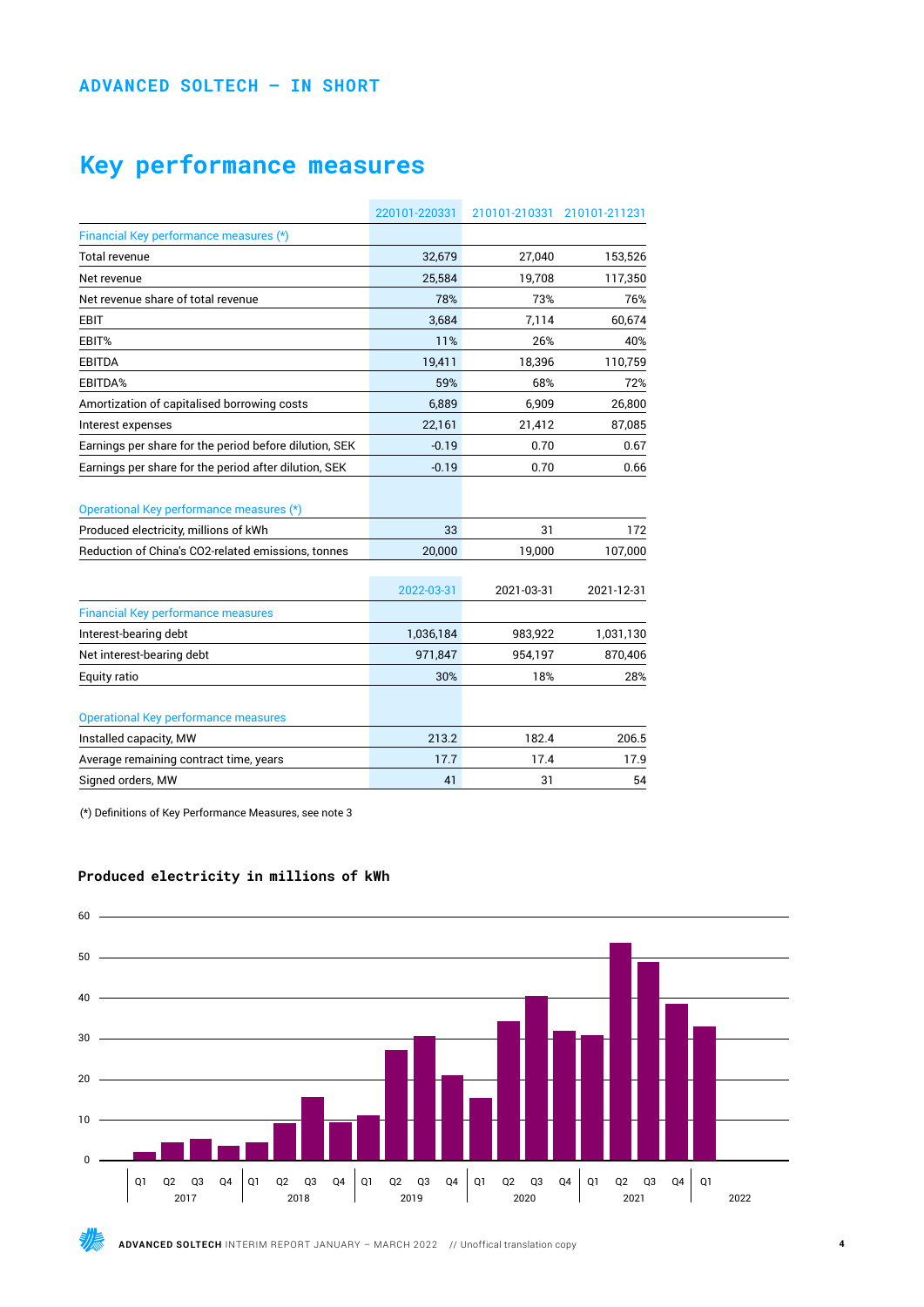ADVANCED SOLTECH – IN SHORT

# Key performance measures

| | 220101-220331 | 210101-210331 | 210101-211231 |
|---|---|---|---|
| **Financial Key performance measures (*)** | | | |
| Total revenue | 32,679 | 27,040 | 153,526 |
| Net revenue | 25,584 | 19,708 | 117,350 |
| Net revenue share of total revenue | 78% | 73% | 76% |
| EBIT | 3,684 | 7,114 | 60,674 |
| EBIT% | 11% | 26% | 40% |
| EBITDA | 19,411 | 18,396 | 110,759 |
| EBITDA% | 59% | 68% | 72% |
| Amortization of capitalised borrowing costs | 6,889 | 6,909 | 26,800 |
| Interest expenses | 22,161 | 21,412 | 87,085 |
| Earnings per share for the period before dilution, SEK | -0.19 | 0.70 | 0.67 |
| Earnings per share for the period after dilution, SEK | -0.19 | 0.70 | 0.66 |
| **Operational Key performance measures (*)** | | | |
| Produced electricity, millions of kWh | 33 | 31 | 172 |
| Reduction of China's CO2-related emissions, tonnes | 20,000 | 19,000 | 107,000 |

| | 2022-03-31 | 2021-03-31 | 2021-12-31 |
|---|---|---|---|
| **Financial Key performance measures** | | | |
| Interest-bearing debt | 1,036,184 | 983,922 | 1,031,130 |
| Net interest-bearing debt | 971,847 | 954,197 | 870,406 |
| Equity ratio | 30% | 18% | 28% |
| **Operational Key performance measures** | | | |
| Installed capacity, MW | 213.2 | 182.4 | 206.5 |
| Average remaining contract time, years | 17.7 | 17.4 | 17.9 |
| Signed orders, MW | 41 | 31 | 54 |

(*) Definitions of Key Performance Measures, see note 3

### Produced electricity in millions of kWh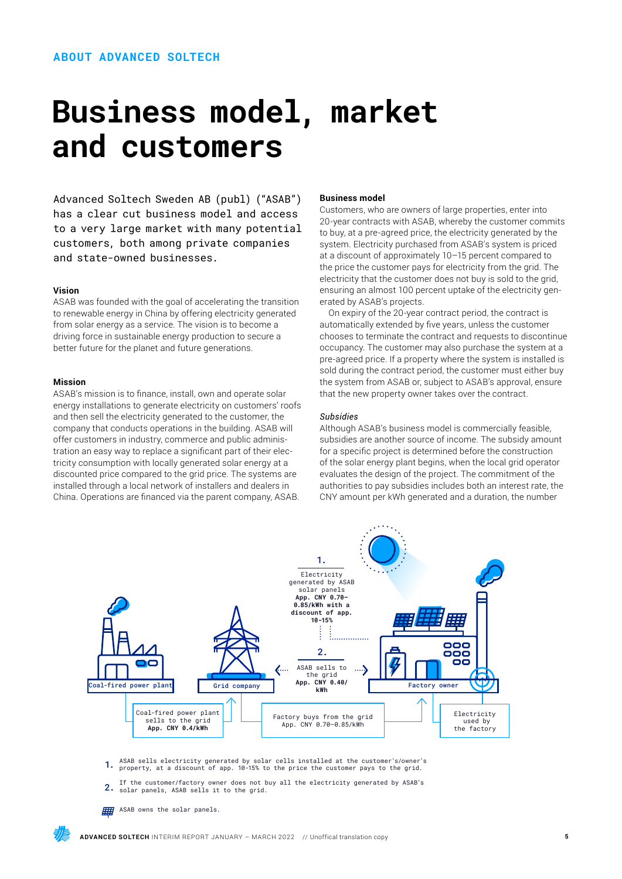ABOUT ADVANCED SOLTECH

# Business model, market and customers

Advanced Soltech Sweden AB (publ) ("ASAB") has a clear cut business model and access to a very large market with many potential customers, both among private companies and state-owned businesses.

### Vision

ASAB was founded with the goal of accelerating the transition to renewable energy in China by offering electricity generated from solar energy as a service. The vision is to become a driving force in sustainable energy production to secure a better future for the planet and future generations.

### Mission

ASAB's mission is to finance, install, own and operate solar energy installations to generate electricity on customers' roofs and then sell the electricity generated to the customer, the company that conducts operations in the building. ASAB will offer customers in industry, commerce and public administration an easy way to replace a significant part of their electricity consumption with locally generated solar energy at a discounted price compared to the grid price. The systems are installed through a local network of installers and dealers in China. Operations are financed via the parent company, ASAB.

### Business model

Customers, who are owners of large properties, enter into 20-year contracts with ASAB, whereby the customer commits to buy, at a pre-agreed price, the electricity generated by the system. Electricity purchased from ASAB's system is priced at a discount of approximately 10–15 percent compared to the price the customer pays for electricity from the grid. The electricity that the customer does not buy is sold to the grid, ensuring an almost 100 percent uptake of the electricity generated by ASAB's projects.

On expiry of the 20-year contract period, the contract is automatically extended by five years, unless the customer chooses to terminate the contract and requests to discontinue occupancy. The customer may also purchase the system at a pre-agreed price. If a property where the system is installed is sold during the contract period, the customer must either buy the system from ASAB or, subject to ASAB's approval, ensure that the new property owner takes over the contract.

*Subsidies*

Although ASAB's business model is commercially feasible, subsidies are another source of income. The subsidy amount for a specific project is determined before the construction of the solar energy plant begins, when the local grid operator evaluates the design of the project. The commitment of the authorities to pay subsidies includes both an interest rate, the CNY amount per kWh generated and a duration, the number

1. Electricity generated by ASAB solar panels **App. CNY 0.70–0.85/kWh with a discount of app. 10-15%**

2. ASAB sells to the grid **App. CNY 0.40/kWh**

Coal-fired power plant — Grid company — Factory owner

Coal-fired power plant sells to the grid **App. CNY 0.4/kWh**

Factory buys from the grid App. CNY 0.70–0.85/kWh

Electricity used by the factory

1. ASAB sells electricity generated by solar cells installed at the customer's/owner's property, at a discount of app. 10-15% to the price the customer pays to the grid.

2. If the customer/factory owner does not buy all the electricity generated by ASAB's solar panels, ASAB sells it to the grid.

ASAB owns the solar panels.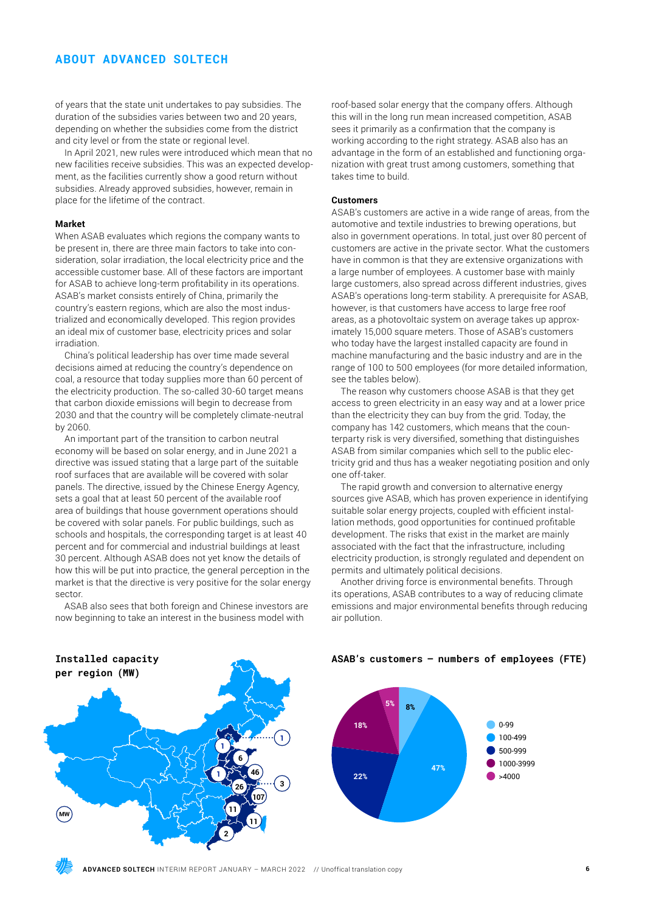## ABOUT ADVANCED SOLTECH

of years that the state unit undertakes to pay subsidies. The duration of the subsidies varies between two and 20 years, depending on whether the subsidies come from the district and city level or from the state or regional level.

In April 2021, new rules were introduced which mean that no new facilities receive subsidies. This was an expected development, as the facilities currently show a good return without subsidies. Already approved subsidies, however, remain in place for the lifetime of the contract.

**Market**

When ASAB evaluates which regions the company wants to be present in, there are three main factors to take into consideration, solar irradiation, the local electricity price and the accessible customer base. All of these factors are important for ASAB to achieve long-term profitability in its operations. ASAB's market consists entirely of China, primarily the country's eastern regions, which are also the most industrialized and economically developed. This region provides an ideal mix of customer base, electricity prices and solar irradiation.

China's political leadership has over time made several decisions aimed at reducing the country's dependence on coal, a resource that today supplies more than 60 percent of the electricity production. The so-called 30-60 target means that carbon dioxide emissions will begin to decrease from 2030 and that the country will be completely climate-neutral by 2060.

An important part of the transition to carbon neutral economy will be based on solar energy, and in June 2021 a directive was issued stating that a large part of the suitable roof surfaces that are available will be covered with solar panels. The directive, issued by the Chinese Energy Agency, sets a goal that at least 50 percent of the available roof area of buildings that house government operations should be covered with solar panels. For public buildings, such as schools and hospitals, the corresponding target is at least 40 percent and for commercial and industrial buildings at least 30 percent. Although ASAB does not yet know the details of how this will be put into practice, the general perception in the market is that the directive is very positive for the solar energy sector.

ASAB also sees that both foreign and Chinese investors are now beginning to take an interest in the business model with roof-based solar energy that the company offers. Although this will in the long run mean increased competition, ASAB sees it primarily as a confirmation that the company is working according to the right strategy. ASAB also has an advantage in the form of an established and functioning organization with great trust among customers, something that takes time to build.

**Customers**

ASAB's customers are active in a wide range of areas, from the automotive and textile industries to brewing operations, but also in government operations. In total, just over 80 percent of customers are active in the private sector. What the customers have in common is that they are extensive organizations with a large number of employees. A customer base with mainly large customers, also spread across different industries, gives ASAB's operations long-term stability. A prerequisite for ASAB, however, is that customers have access to large free roof areas, as a photovoltaic system on average takes up approximately 15,000 square meters. Those of ASAB's customers who today have the largest installed capacity are found in machine manufacturing and the basic industry and are in the range of 100 to 500 employees (for more detailed information, see the tables below).

The reason why customers choose ASAB is that they get access to green electricity in an easy way and at a lower price than the electricity they can buy from the grid. Today, the company has 142 customers, which means that the counterparty risk is very diversified, something that distinguishes ASAB from similar companies which sell to the public electricity grid and thus has a weaker negotiating position and only one off-taker.

The rapid growth and conversion to alternative energy sources give ASAB, which has proven experience in identifying suitable solar energy projects, coupled with efficient installation methods, good opportunities for continued profitable development. The risks that exist in the market are mainly associated with the fact that the infrastructure, including electricity production, is strongly regulated and dependent on permits and ultimately political decisions.

Another driving force is environmental benefits. Through its operations, ASAB contributes to a way of reducing climate emissions and major environmental benefits through reducing air pollution.

**Installed capacity per region (MW)**

Map values (MW): 1, 1, 6, 1, 46, 3, 26, 107, 11, 11, 2

**ASAB's customers – numbers of employees (FTE)**

| Employees (FTE) | Share |
|---|---|
| 0-99 | 8% |
| 100-499 | 47% |
| 500-999 | 22% |
| 1000-3999 | 18% |
| >4000 | 5% |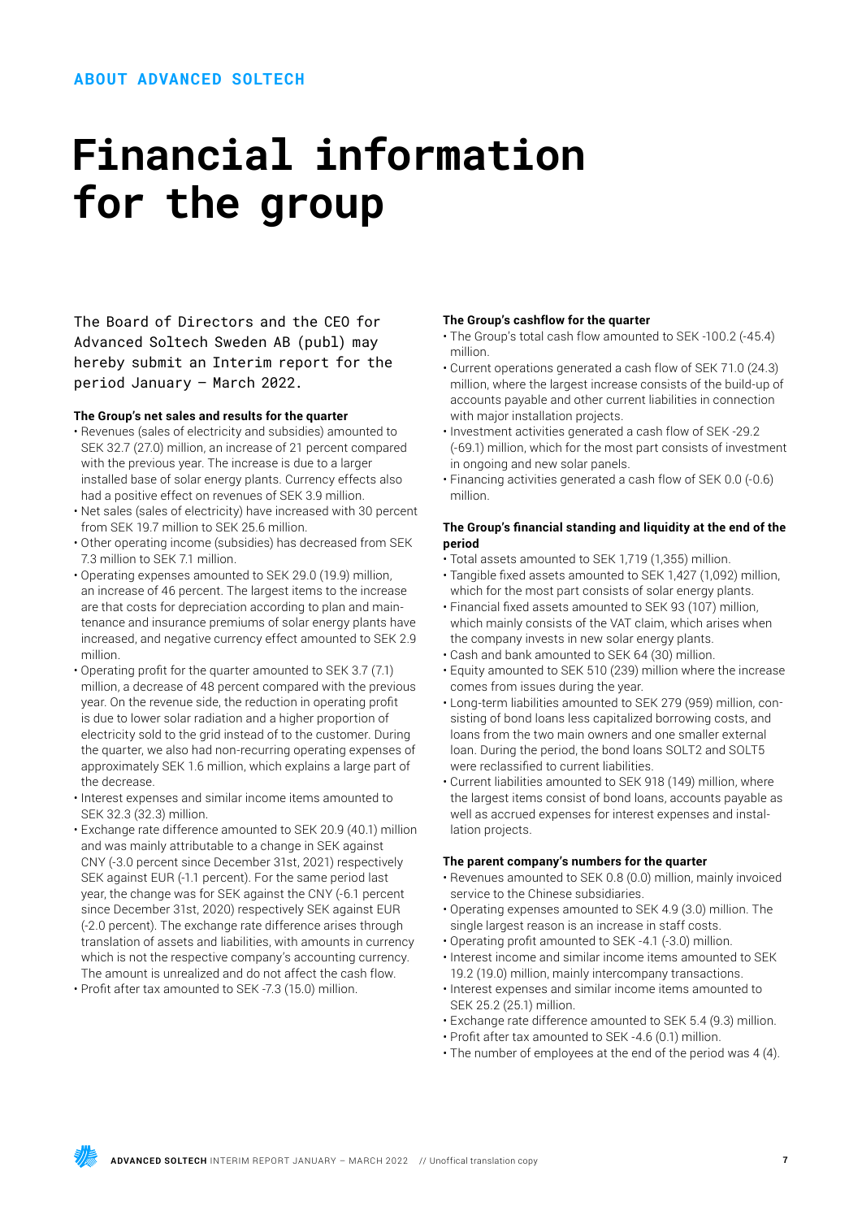ABOUT ADVANCED SOLTECH

# Financial information for the group

The Board of Directors and the CEO for Advanced Soltech Sweden AB (publ) may hereby submit an Interim report for the period January – March 2022.

**The Group's net sales and results for the quarter**

- Revenues (sales of electricity and subsidies) amounted to SEK 32.7 (27.0) million, an increase of 21 percent compared with the previous year. The increase is due to a larger installed base of solar energy plants. Currency effects also had a positive effect on revenues of SEK 3.9 million.
- Net sales (sales of electricity) have increased with 30 percent from SEK 19.7 million to SEK 25.6 million.
- Other operating income (subsidies) has decreased from SEK 7.3 million to SEK 7.1 million.
- Operating expenses amounted to SEK 29.0 (19.9) million, an increase of 46 percent. The largest items to the increase are that costs for depreciation according to plan and maintenance and insurance premiums of solar energy plants have increased, and negative currency effect amounted to SEK 2.9 million.
- Operating profit for the quarter amounted to SEK 3.7 (7.1) million, a decrease of 48 percent compared with the previous year. On the revenue side, the reduction in operating profit is due to lower solar radiation and a higher proportion of electricity sold to the grid instead of to the customer. During the quarter, we also had non-recurring operating expenses of approximately SEK 1.6 million, which explains a large part of the decrease.
- Interest expenses and similar income items amounted to SEK 32.3 (32.3) million.
- Exchange rate difference amounted to SEK 20.9 (40.1) million and was mainly attributable to a change in SEK against CNY (-3.0 percent since December 31st, 2021) respectively SEK against EUR (-1.1 percent). For the same period last year, the change was for SEK against the CNY (-6.1 percent since December 31st, 2020) respectively SEK against EUR (-2.0 percent). The exchange rate difference arises through translation of assets and liabilities, with amounts in currency which is not the respective company's accounting currency. The amount is unrealized and do not affect the cash flow.
- Profit after tax amounted to SEK -7.3 (15.0) million.

**The Group's cashflow for the quarter**

- The Group's total cash flow amounted to SEK -100.2 (-45.4) million.
- Current operations generated a cash flow of SEK 71.0 (24.3) million, where the largest increase consists of the build-up of accounts payable and other current liabilities in connection with major installation projects.
- Investment activities generated a cash flow of SEK -29.2 (-69.1) million, which for the most part consists of investment in ongoing and new solar panels.
- Financing activities generated a cash flow of SEK 0.0 (-0.6) million.

**The Group's financial standing and liquidity at the end of the period**

- Total assets amounted to SEK 1,719 (1,355) million.
- Tangible fixed assets amounted to SEK 1,427 (1,092) million, which for the most part consists of solar energy plants.
- Financial fixed assets amounted to SEK 93 (107) million, which mainly consists of the VAT claim, which arises when the company invests in new solar energy plants.
- Cash and bank amounted to SEK 64 (30) million.
- Equity amounted to SEK 510 (239) million where the increase comes from issues during the year.
- Long-term liabilities amounted to SEK 279 (959) million, consisting of bond loans less capitalized borrowing costs, and loans from the two main owners and one smaller external loan. During the period, the bond loans SOLT2 and SOLT5 were reclassified to current liabilities.
- Current liabilities amounted to SEK 918 (149) million, where the largest items consist of bond loans, accounts payable as well as accrued expenses for interest expenses and installation projects.

**The parent company's numbers for the quarter**

- Revenues amounted to SEK 0.8 (0.0) million, mainly invoiced service to the Chinese subsidiaries.
- Operating expenses amounted to SEK 4.9 (3.0) million. The single largest reason is an increase in staff costs.
- Operating profit amounted to SEK -4.1 (-3.0) million.
- Interest income and similar income items amounted to SEK 19.2 (19.0) million, mainly intercompany transactions.
- Interest expenses and similar income items amounted to SEK 25.2 (25.1) million.
- Exchange rate difference amounted to SEK 5.4 (9.3) million.
- Profit after tax amounted to SEK -4.6 (0.1) million.
- The number of employees at the end of the period was 4 (4).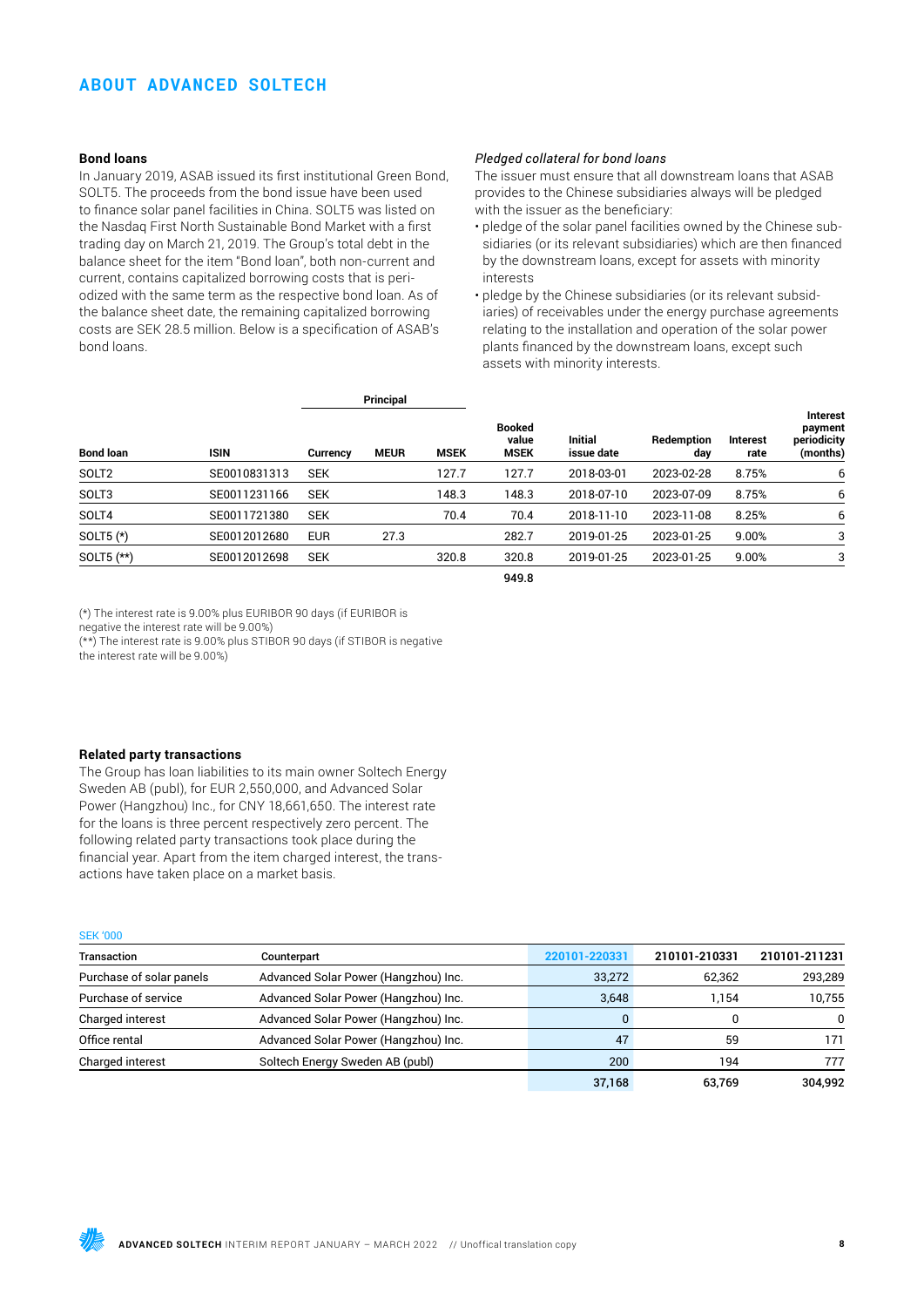## ABOUT ADVANCED SOLTECH

**Bond loans**

In January 2019, ASAB issued its first institutional Green Bond, SOLT5. The proceeds from the bond issue have been used to finance solar panel facilities in China. SOLT5 was listed on the Nasdaq First North Sustainable Bond Market with a first trading day on March 21, 2019. The Group's total debt in the balance sheet for the item "Bond loan", both non-current and current, contains capitalized borrowing costs that is periodized with the same term as the respective bond loan. As of the balance sheet date, the remaining capitalized borrowing costs are SEK 28.5 million. Below is a specification of ASAB's bond loans.

*Pledged collateral for bond loans*

The issuer must ensure that all downstream loans that ASAB provides to the Chinese subsidiaries always will be pledged with the issuer as the beneficiary:

- pledge of the solar panel facilities owned by the Chinese subsidiaries (or its relevant subsidiaries) which are then financed by the downstream loans, except for assets with minority interests
- pledge by the Chinese subsidiaries (or its relevant subsidiaries) of receivables under the energy purchase agreements relating to the installation and operation of the solar power plants financed by the downstream loans, except such assets with minority interests.

| | | Principal | | | | | | | |
|---|---|---|---|---|---|---|---|---|---|
| **Bond loan** | **ISIN** | **Currency** | **MEUR** | **MSEK** | **Booked value MSEK** | **Initial issue date** | **Redemption day** | **Interest rate** | **Interest payment periodicity (months)** |
| SOLT2 | SE0010831313 | SEK | | 127.7 | 127.7 | 2018-03-01 | 2023-02-28 | 8.75% | 6 |
| SOLT3 | SE0011231166 | SEK | | 148.3 | 148.3 | 2018-07-10 | 2023-07-09 | 8.75% | 6 |
| SOLT4 | SE0011721380 | SEK | | 70.4 | 70.4 | 2018-11-10 | 2023-11-08 | 8.25% | 6 |
| SOLT5 (*) | SE0012012680 | EUR | 27.3 | | 282.7 | 2019-01-25 | 2023-01-25 | 9.00% | 3 |
| SOLT5 (**) | SE0012012698 | SEK | | 320.8 | 320.8 | 2019-01-25 | 2023-01-25 | 9.00% | 3 |
| | | | | | **949.8** | | | | |

(*) The interest rate is 9.00% plus EURIBOR 90 days (if EURIBOR is negative the interest rate will be 9.00%)
(**) The interest rate is 9.00% plus STIBOR 90 days (if STIBOR is negative the interest rate will be 9.00%)

**Related party transactions**

The Group has loan liabilities to its main owner Soltech Energy Sweden AB (publ), for EUR 2,550,000, and Advanced Solar Power (Hangzhou) Inc., for CNY 18,661,650. The interest rate for the loans is three percent respectively zero percent. The following related party transactions took place during the financial year. Apart from the item charged interest, the transactions have taken place on a market basis.

SEK '000

| Transaction | Counterpart | 220101-220331 | 210101-210331 | 210101-211231 |
|---|---|---|---|---|
| Purchase of solar panels | Advanced Solar Power (Hangzhou) Inc. | 33,272 | 62,362 | 293,289 |
| Purchase of service | Advanced Solar Power (Hangzhou) Inc. | 3,648 | 1,154 | 10,755 |
| Charged interest | Advanced Solar Power (Hangzhou) Inc. | 0 | 0 | 0 |
| Office rental | Advanced Solar Power (Hangzhou) Inc. | 47 | 59 | 171 |
| Charged interest | Soltech Energy Sweden AB (publ) | 200 | 194 | 777 |
| | | 37,168 | 63,769 | 304,992 |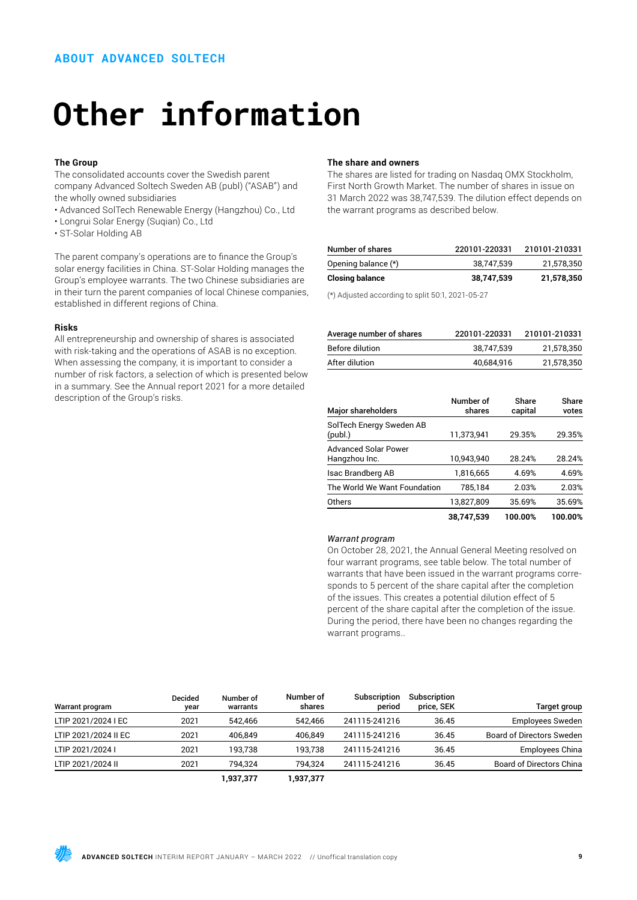ABOUT ADVANCED SOLTECH

# Other information

### The Group

The consolidated accounts cover the Swedish parent company Advanced Soltech Sweden AB (publ) ("ASAB") and the wholly owned subsidiaries

- Advanced SolTech Renewable Energy (Hangzhou) Co., Ltd
- Longrui Solar Energy (Suqian) Co., Ltd
- ST-Solar Holding AB

The parent company's operations are to finance the Group's solar energy facilities in China. ST-Solar Holding manages the Group's employee warrants. The two Chinese subsidiaries are in their turn the parent companies of local Chinese companies, established in different regions of China.

### Risks

All entrepreneurship and ownership of shares is associated with risk-taking and the operations of ASAB is no exception. When assessing the company, it is important to consider a number of risk factors, a selection of which is presented below in a summary. See the Annual report 2021 for a more detailed description of the Group's risks.

### The share and owners

The shares are listed for trading on Nasdaq OMX Stockholm, First North Growth Market. The number of shares in issue on 31 March 2022 was 38,747,539. The dilution effect depends on the warrant programs as described below.

| Number of shares | 220101-220331 | 210101-210331 |
|---|---|---|
| Opening balance (*) | 38,747,539 | 21,578,350 |
| **Closing balance** | **38,747,539** | **21,578,350** |

(*) Adjusted according to split 50:1, 2021-05-27

| Average number of shares | 220101-220331 | 210101-210331 |
|---|---|---|
| Before dilution | 38,747,539 | 21,578,350 |
| After dilution | 40,684,916 | 21,578,350 |

| Major shareholders | Number of shares | Share capital | Share votes |
|---|---|---|---|
| SolTech Energy Sweden AB (publ.) | 11,373,941 | 29.35% | 29.35% |
| Advanced Solar Power Hangzhou Inc. | 10,943,940 | 28.24% | 28.24% |
| Isac Brandberg AB | 1,816,665 | 4.69% | 4.69% |
| The World We Want Foundation | 785,184 | 2.03% | 2.03% |
| Others | 13,827,809 | 35.69% | 35.69% |
| | **38,747,539** | **100.00%** | **100.00%** |

*Warrant program*

On October 28, 2021, the Annual General Meeting resolved on four warrant programs, see table below. The total number of warrants that have been issued in the warrant programs corresponds to 5 percent of the share capital after the completion of the issues. This creates a potential dilution effect of 5 percent of the share capital after the completion of the issue. During the period, there have been no changes regarding the warrant programs..

| Warrant program | Decided year | Number of warrants | Number of shares | Subscription period | Subscription price, SEK | Target group |
|---|---|---|---|---|---|---|
| LTIP 2021/2024 I EC | 2021 | 542,466 | 542,466 | 241115-241216 | 36.45 | Employees Sweden |
| LTIP 2021/2024 II EC | 2021 | 406,849 | 406,849 | 241115-241216 | 36.45 | Board of Directors Sweden |
| LTIP 2021/2024 I | 2021 | 193,738 | 193,738 | 241115-241216 | 36.45 | Employees China |
| LTIP 2021/2024 II | 2021 | 794,324 | 794,324 | 241115-241216 | 36.45 | Board of Directors China |
| | | **1,937,377** | **1,937,377** | | | |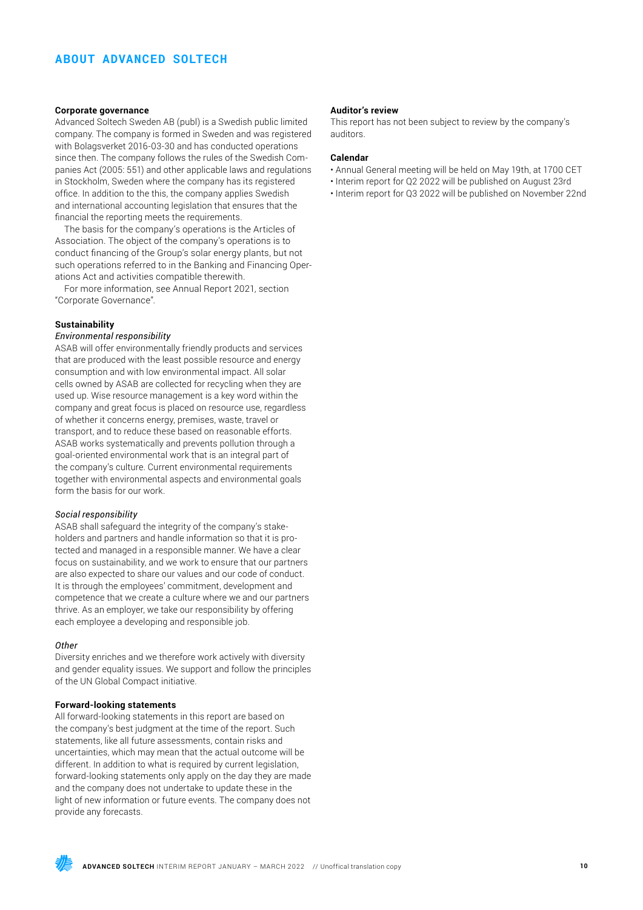# ABOUT ADVANCED SOLTECH

**Corporate governance**

Advanced Soltech Sweden AB (publ) is a Swedish public limited company. The company is formed in Sweden and was registered with Bolagsverket 2016-03-30 and has conducted operations since then. The company follows the rules of the Swedish Companies Act (2005: 551) and other applicable laws and regulations in Stockholm, Sweden where the company has its registered office. In addition to the this, the company applies Swedish and international accounting legislation that ensures that the financial the reporting meets the requirements.

The basis for the company's operations is the Articles of Association. The object of the company's operations is to conduct financing of the Group's solar energy plants, but not such operations referred to in the Banking and Financing Operations Act and activities compatible therewith.

For more information, see Annual Report 2021, section "Corporate Governance".

**Sustainability**

*Environmental responsibility*

ASAB will offer environmentally friendly products and services that are produced with the least possible resource and energy consumption and with low environmental impact. All solar cells owned by ASAB are collected for recycling when they are used up. Wise resource management is a key word within the company and great focus is placed on resource use, regardless of whether it concerns energy, premises, waste, travel or transport, and to reduce these based on reasonable efforts. ASAB works systematically and prevents pollution through a goal-oriented environmental work that is an integral part of the company's culture. Current environmental requirements together with environmental aspects and environmental goals form the basis for our work.

*Social responsibility*

ASAB shall safeguard the integrity of the company's stakeholders and partners and handle information so that it is protected and managed in a responsible manner. We have a clear focus on sustainability, and we work to ensure that our partners are also expected to share our values and our code of conduct. It is through the employees' commitment, development and competence that we create a culture where we and our partners thrive. As an employer, we take our responsibility by offering each employee a developing and responsible job.

*Other*

Diversity enriches and we therefore work actively with diversity and gender equality issues. We support and follow the principles of the UN Global Compact initiative.

**Forward-looking statements**

All forward-looking statements in this report are based on the company's best judgment at the time of the report. Such statements, like all future assessments, contain risks and uncertainties, which may mean that the actual outcome will be different. In addition to what is required by current legislation, forward-looking statements only apply on the day they are made and the company does not undertake to update these in the light of new information or future events. The company does not provide any forecasts.

**Auditor's review**

This report has not been subject to review by the company's auditors.

**Calendar**

- Annual General meeting will be held on May 19th, at 1700 CET
- Interim report for Q2 2022 will be published on August 23rd
- Interim report for Q3 2022 will be published on November 22nd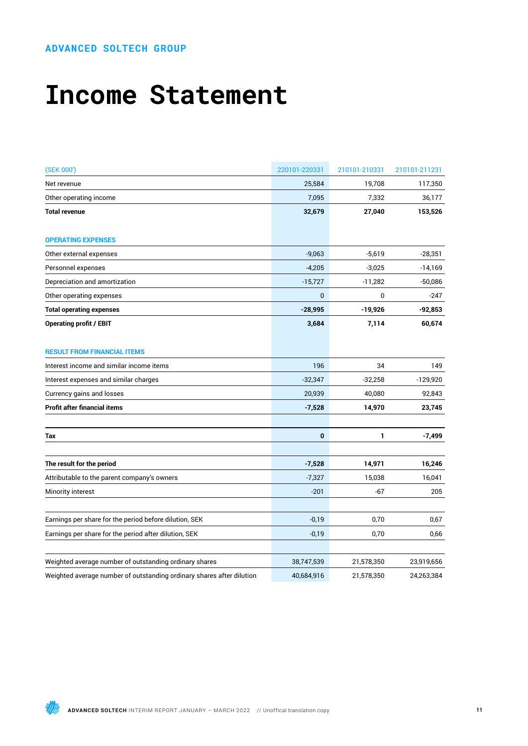ADVANCED SOLTECH GROUP

# Income Statement

| (SEK 000') | 220101-220331 | 210101-210331 | 210101-211231 |
|---|---|---|---|
| Net revenue | 25,584 | 19,708 | 117,350 |
| Other operating income | 7,095 | 7,332 | 36,177 |
| **Total revenue** | **32,679** | **27,040** | **153,526** |
| | | | |
| **OPERATING EXPENSES** | | | |
| Other external expenses | -9,063 | -5,619 | -28,351 |
| Personnel expenses | -4,205 | -3,025 | -14,169 |
| Depreciation and amortization | -15,727 | -11,282 | -50,086 |
| Other operating expenses | 0 | 0 | -247 |
| **Total operating expenses** | **-28,995** | **-19,926** | **-92,853** |
| **Operating profit / EBIT** | **3,684** | **7,114** | **60,674** |
| | | | |
| **RESULT FROM FINANCIAL ITEMS** | | | |
| Interest income and similar income items | 196 | 34 | 149 |
| Interest expenses and similar charges | -32,347 | -32,258 | -129,920 |
| Currency gains and losses | 20,939 | 40,080 | 92,843 |
| **Profit after financial items** | **-7,528** | **14,970** | **23,745** |
| | | | |
| **Tax** | **0** | **1** | **-7,499** |
| | | | |
| **The result for the period** | **-7,528** | **14,971** | **16,246** |
| Attributable to the parent company's owners | -7,327 | 15,038 | 16,041 |
| Minority interest | -201 | -67 | 205 |
| | | | |
| Earnings per share for the period before dilution, SEK | -0,19 | 0,70 | 0,67 |
| Earnings per share for the period after dilution, SEK | -0,19 | 0,70 | 0,66 |
| | | | |
| Weighted average number of outstanding ordinary shares | 38,747,539 | 21,578,350 | 23,919,656 |
| Weighted average number of outstanding ordinary shares after dilution | 40,684,916 | 21,578,350 | 24,263,384 |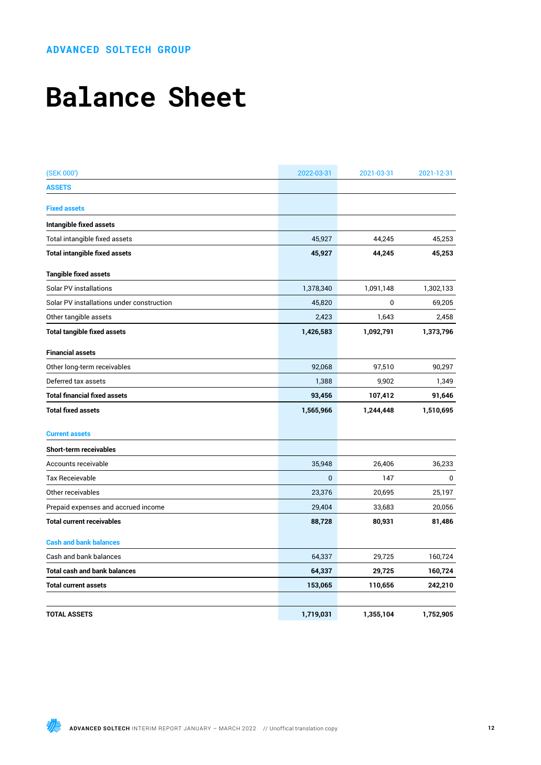ADVANCED SOLTECH GROUP

# Balance Sheet

| (SEK 000') | 2022-03-31 | 2021-03-31 | 2021-12-31 |
|---|---|---|---|
| **ASSETS** | | | |
| **Fixed assets** | | | |
| **Intangible fixed assets** | | | |
| Total intangible fixed assets | 45,927 | 44,245 | 45,253 |
| **Total intangible fixed assets** | **45,927** | **44,245** | **45,253** |
| **Tangible fixed assets** | | | |
| Solar PV installations | 1,378,340 | 1,091,148 | 1,302,133 |
| Solar PV installations under construction | 45,820 | 0 | 69,205 |
| Other tangible assets | 2,423 | 1,643 | 2,458 |
| **Total tangible fixed assets** | **1,426,583** | **1,092,791** | **1,373,796** |
| **Financial assets** | | | |
| Other long-term receivables | 92,068 | 97,510 | 90,297 |
| Deferred tax assets | 1,388 | 9,902 | 1,349 |
| **Total financial fixed assets** | **93,456** | **107,412** | **91,646** |
| **Total fixed assets** | **1,565,966** | **1,244,448** | **1,510,695** |
| **Current assets** | | | |
| **Short-term receivables** | | | |
| Accounts receivable | 35,948 | 26,406 | 36,233 |
| Tax Receievable | 0 | 147 | 0 |
| Other receivables | 23,376 | 20,695 | 25,197 |
| Prepaid expenses and accrued income | 29,404 | 33,683 | 20,056 |
| **Total current receivables** | **88,728** | **80,931** | **81,486** |
| **Cash and bank balances** | | | |
| Cash and bank balances | 64,337 | 29,725 | 160,724 |
| **Total cash and bank balances** | **64,337** | **29,725** | **160,724** |
| **Total current assets** | **153,065** | **110,656** | **242,210** |
| | | | |
| **TOTAL ASSETS** | **1,719,031** | **1,355,104** | **1,752,905** |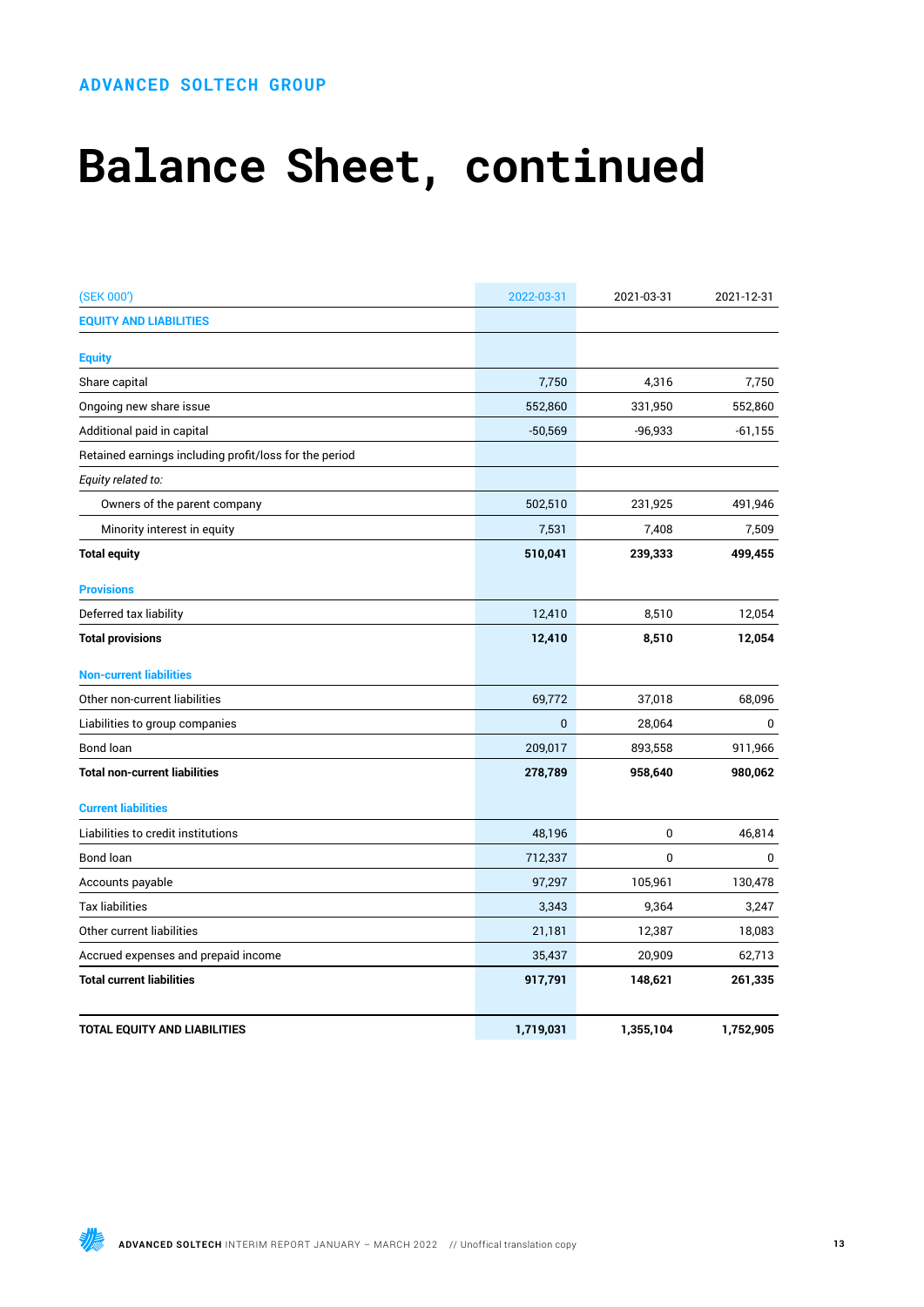ADVANCED SOLTECH GROUP

# Balance Sheet, continued

| (SEK 000') | 2022-03-31 | 2021-03-31 | 2021-12-31 |
|---|---|---|---|
| **EQUITY AND LIABILITIES** | | | |
| **Equity** | | | |
| Share capital | 7,750 | 4,316 | 7,750 |
| Ongoing new share issue | 552,860 | 331,950 | 552,860 |
| Additional paid in capital | -50,569 | -96,933 | -61,155 |
| Retained earnings including profit/loss for the period | | | |
| *Equity related to:* | | | |
| Owners of the parent company | 502,510 | 231,925 | 491,946 |
| Minority interest in equity | 7,531 | 7,408 | 7,509 |
| **Total equity** | **510,041** | **239,333** | **499,455** |
| **Provisions** | | | |
| Deferred tax liability | 12,410 | 8,510 | 12,054 |
| **Total provisions** | **12,410** | **8,510** | **12,054** |
| **Non-current liabilities** | | | |
| Other non-current liabilities | 69,772 | 37,018 | 68,096 |
| Liabilities to group companies | 0 | 28,064 | 0 |
| Bond loan | 209,017 | 893,558 | 911,966 |
| **Total non-current liabilities** | **278,789** | **958,640** | **980,062** |
| **Current liabilities** | | | |
| Liabilities to credit institutions | 48,196 | 0 | 46,814 |
| Bond loan | 712,337 | 0 | 0 |
| Accounts payable | 97,297 | 105,961 | 130,478 |
| Tax liabilities | 3,343 | 9,364 | 3,247 |
| Other current liabilities | 21,181 | 12,387 | 18,083 |
| Accrued expenses and prepaid income | 35,437 | 20,909 | 62,713 |
| **Total current liabilities** | **917,791** | **148,621** | **261,335** |
| **TOTAL EQUITY AND LIABILITIES** | **1,719,031** | **1,355,104** | **1,752,905** |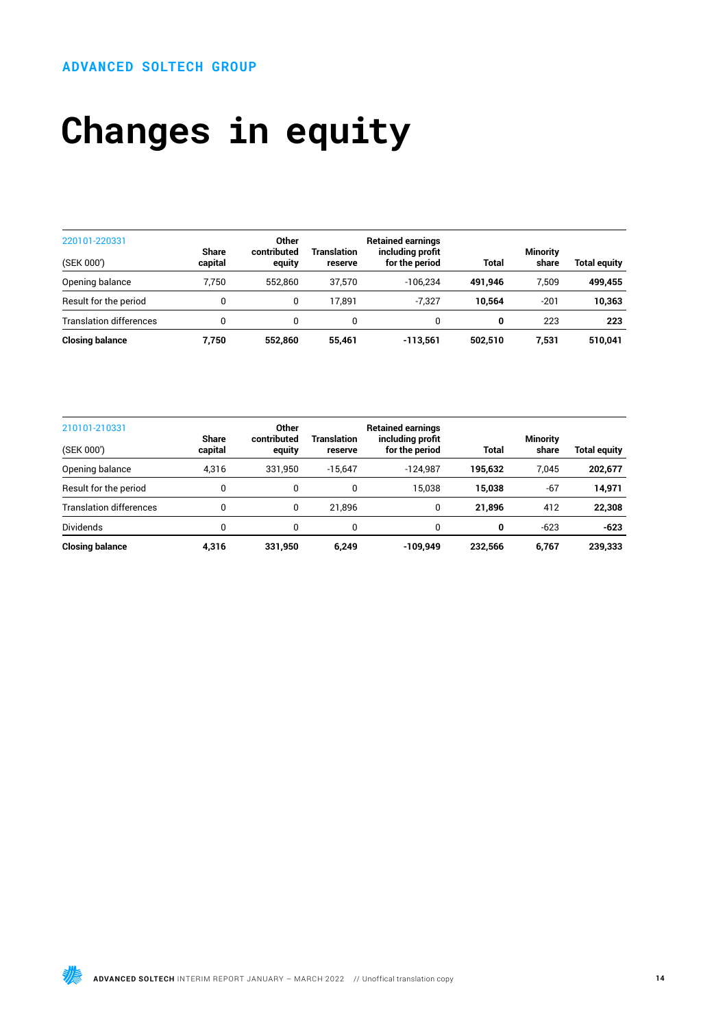ADVANCED SOLTECH GROUP

# Changes in equity

| 220101-220331<br>(SEK 000') | Share capital | Other contributed equity | Translation reserve | Retained earnings including profit for the period | Total | Minority share | Total equity |
|---|---|---|---|---|---|---|---|
| Opening balance | 7,750 | 552,860 | 37,570 | -106,234 | **491,946** | 7,509 | **499,455** |
| Result for the period | 0 | 0 | 17,891 | -7,327 | **10,564** | -201 | **10,363** |
| Translation differences | 0 | 0 | 0 | 0 | **0** | 223 | **223** |
| **Closing balance** | **7,750** | **552,860** | **55,461** | **-113,561** | **502,510** | **7,531** | **510,041** |

| 210101-210331<br>(SEK 000') | Share capital | Other contributed equity | Translation reserve | Retained earnings including profit for the period | Total | Minority share | Total equity |
|---|---|---|---|---|---|---|---|
| Opening balance | 4,316 | 331,950 | -15,647 | -124,987 | **195,632** | 7,045 | **202,677** |
| Result for the period | 0 | 0 | 0 | 15,038 | **15,038** | -67 | **14,971** |
| Translation differences | 0 | 0 | 21,896 | 0 | **21,896** | 412 | **22,308** |
| Dividends | 0 | 0 | 0 | 0 | **0** | -623 | **-623** |
| **Closing balance** | **4,316** | **331,950** | **6,249** | **-109,949** | **232,566** | **6,767** | **239,333** |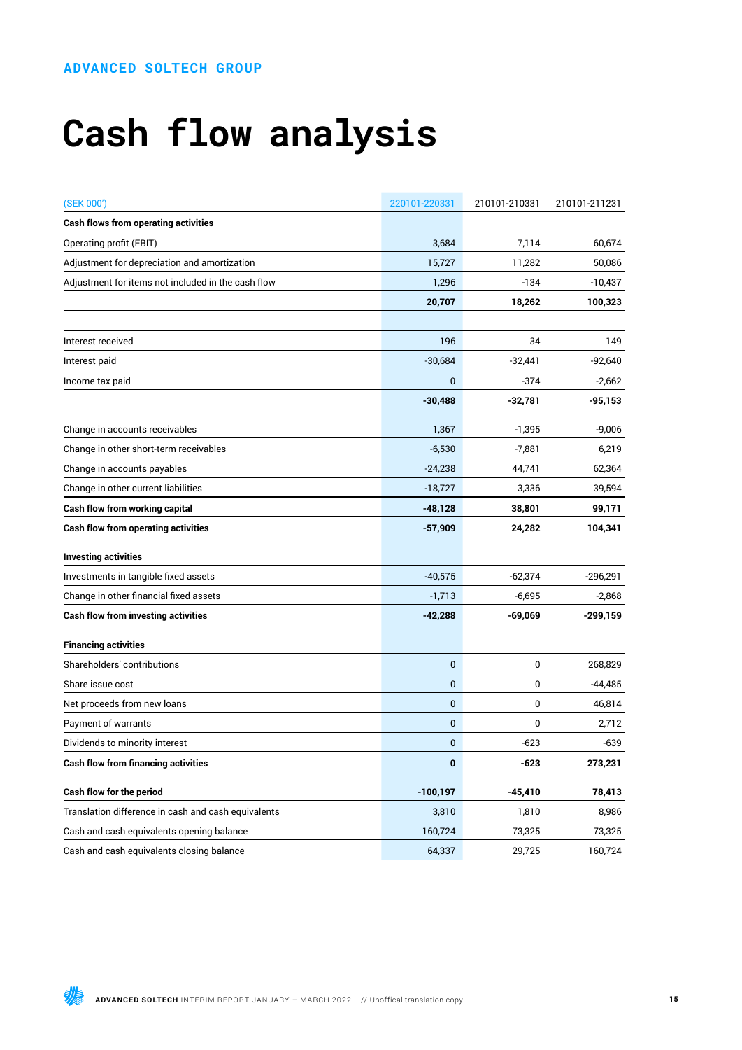# Cash flow analysis

| (SEK 000') | 220101-220331 | 210101-210331 | 210101-211231 |
|---|---|---|---|
| **Cash flows from operating activities** | | | |
| Operating profit (EBIT) | 3,684 | 7,114 | 60,674 |
| Adjustment for depreciation and amortization | 15,727 | 11,282 | 50,086 |
| Adjustment for items not included in the cash flow | 1,296 | -134 | -10,437 |
| | **20,707** | **18,262** | **100,323** |
| | | | |
| Interest received | 196 | 34 | 149 |
| Interest paid | -30,684 | -32,441 | -92,640 |
| Income tax paid | 0 | -374 | -2,662 |
| | **-30,488** | **-32,781** | **-95,153** |
| Change in accounts receivables | 1,367 | -1,395 | -9,006 |
| Change in other short-term receivables | -6,530 | -7,881 | 6,219 |
| Change in accounts payables | -24,238 | 44,741 | 62,364 |
| Change in other current liabilities | -18,727 | 3,336 | 39,594 |
| **Cash flow from working capital** | **-48,128** | **38,801** | **99,171** |
| **Cash flow from operating activities** | **-57,909** | **24,282** | **104,341** |
| **Investing activities** | | | |
| Investments in tangible fixed assets | -40,575 | -62,374 | -296,291 |
| Change in other financial fixed assets | -1,713 | -6,695 | -2,868 |
| **Cash flow from investing activities** | **-42,288** | **-69,069** | **-299,159** |
| **Financing activities** | | | |
| Shareholders' contributions | 0 | 0 | 268,829 |
| Share issue cost | 0 | 0 | -44,485 |
| Net proceeds from new loans | 0 | 0 | 46,814 |
| Payment of warrants | 0 | 0 | 2,712 |
| Dividends to minority interest | 0 | -623 | -639 |
| **Cash flow from financing activities** | **0** | **-623** | **273,231** |
| **Cash flow for the period** | **-100,197** | **-45,410** | **78,413** |
| Translation difference in cash and cash equivalents | 3,810 | 1,810 | 8,986 |
| Cash and cash equivalents opening balance | 160,724 | 73,325 | 73,325 |
| Cash and cash equivalents closing balance | 64,337 | 29,725 | 160,724 |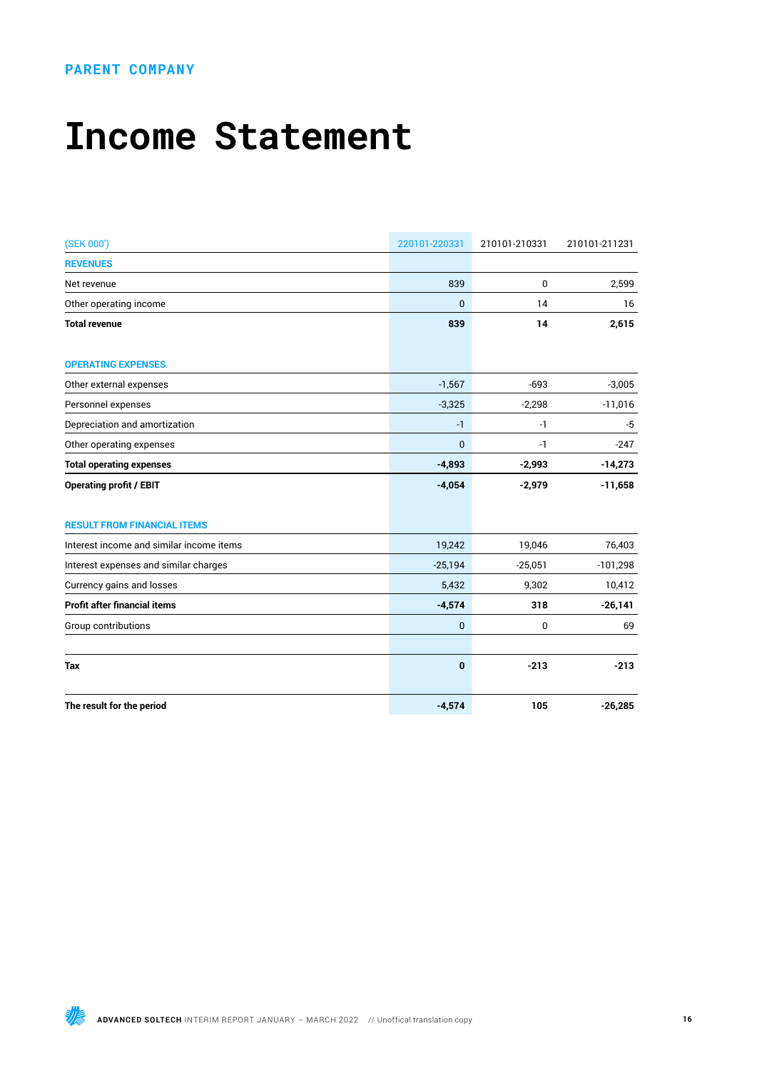PARENT COMPANY

# Income Statement

| (SEK 000') | 220101-220331 | 210101-210331 | 210101-211231 |
|---|---|---|---|
| **REVENUES** | | | |
| Net revenue | 839 | 0 | 2,599 |
| Other operating income | 0 | 14 | 16 |
| **Total revenue** | **839** | **14** | **2,615** |
| **OPERATING EXPENSES** | | | |
| Other external expenses | -1,567 | -693 | -3,005 |
| Personnel expenses | -3,325 | -2,298 | -11,016 |
| Depreciation and amortization | -1 | -1 | -5 |
| Other operating expenses | 0 | -1 | -247 |
| **Total operating expenses** | **-4,893** | **-2,993** | **-14,273** |
| **Operating profit / EBIT** | **-4,054** | **-2,979** | **-11,658** |
| **RESULT FROM FINANCIAL ITEMS** | | | |
| Interest income and similar income items | 19,242 | 19,046 | 76,403 |
| Interest expenses and similar charges | -25,194 | -25,051 | -101,298 |
| Currency gains and losses | 5,432 | 9,302 | 10,412 |
| **Profit after financial items** | **-4,574** | **318** | **-26,141** |
| Group contributions | 0 | 0 | 69 |
| **Tax** | **0** | **-213** | **-213** |
| **The result for the period** | **-4,574** | **105** | **-26,285** |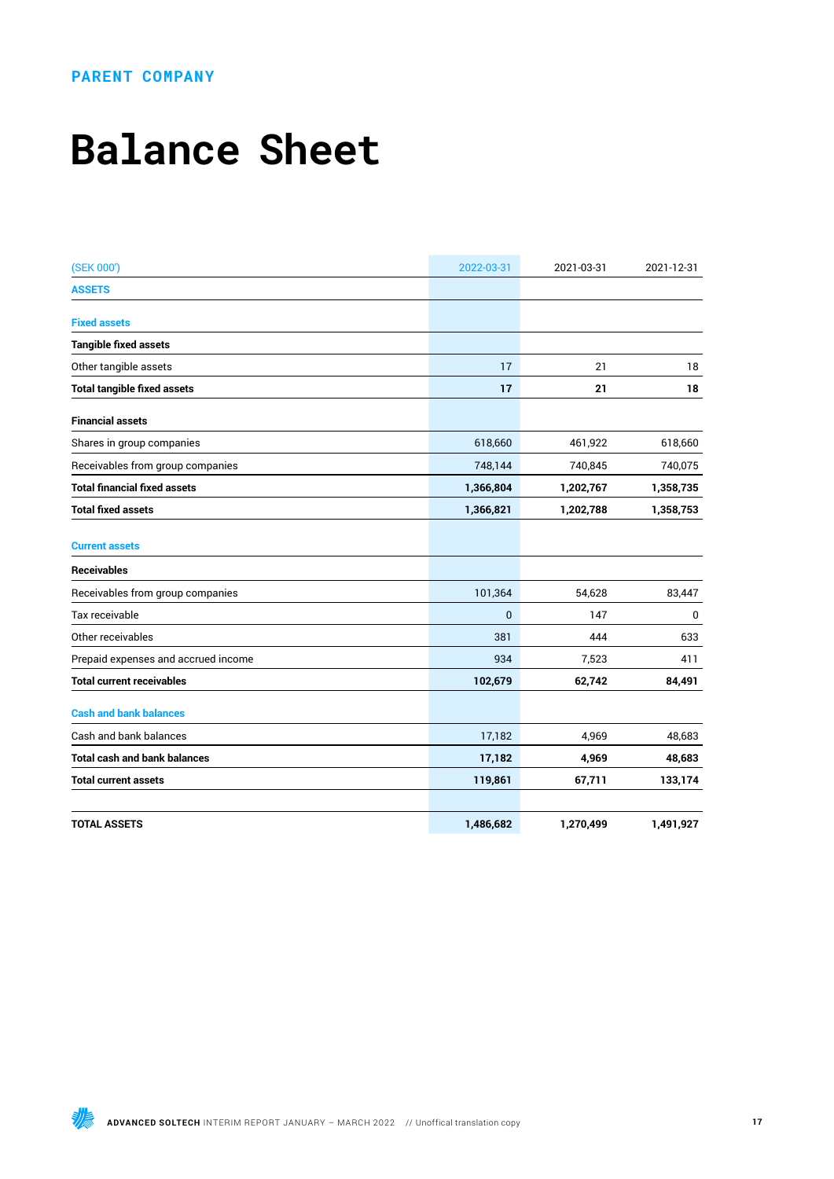PARENT COMPANY

# Balance Sheet

| (SEK 000') | 2022-03-31 | 2021-03-31 | 2021-12-31 |
|---|---|---|---|
| **ASSETS** | | | |
| **Fixed assets** | | | |
| **Tangible fixed assets** | | | |
| Other tangible assets | 17 | 21 | 18 |
| **Total tangible fixed assets** | **17** | **21** | **18** |
| **Financial assets** | | | |
| Shares in group companies | 618,660 | 461,922 | 618,660 |
| Receivables from group companies | 748,144 | 740,845 | 740,075 |
| **Total financial fixed assets** | **1,366,804** | **1,202,767** | **1,358,735** |
| **Total fixed assets** | **1,366,821** | **1,202,788** | **1,358,753** |
| **Current assets** | | | |
| **Receivables** | | | |
| Receivables from group companies | 101,364 | 54,628 | 83,447 |
| Tax receivable | 0 | 147 | 0 |
| Other receivables | 381 | 444 | 633 |
| Prepaid expenses and accrued income | 934 | 7,523 | 411 |
| **Total current receivables** | **102,679** | **62,742** | **84,491** |
| **Cash and bank balances** | | | |
| Cash and bank balances | 17,182 | 4,969 | 48,683 |
| **Total cash and bank balances** | **17,182** | **4,969** | **48,683** |
| **Total current assets** | **119,861** | **67,711** | **133,174** |
| | | | |
| **TOTAL ASSETS** | **1,486,682** | **1,270,499** | **1,491,927** |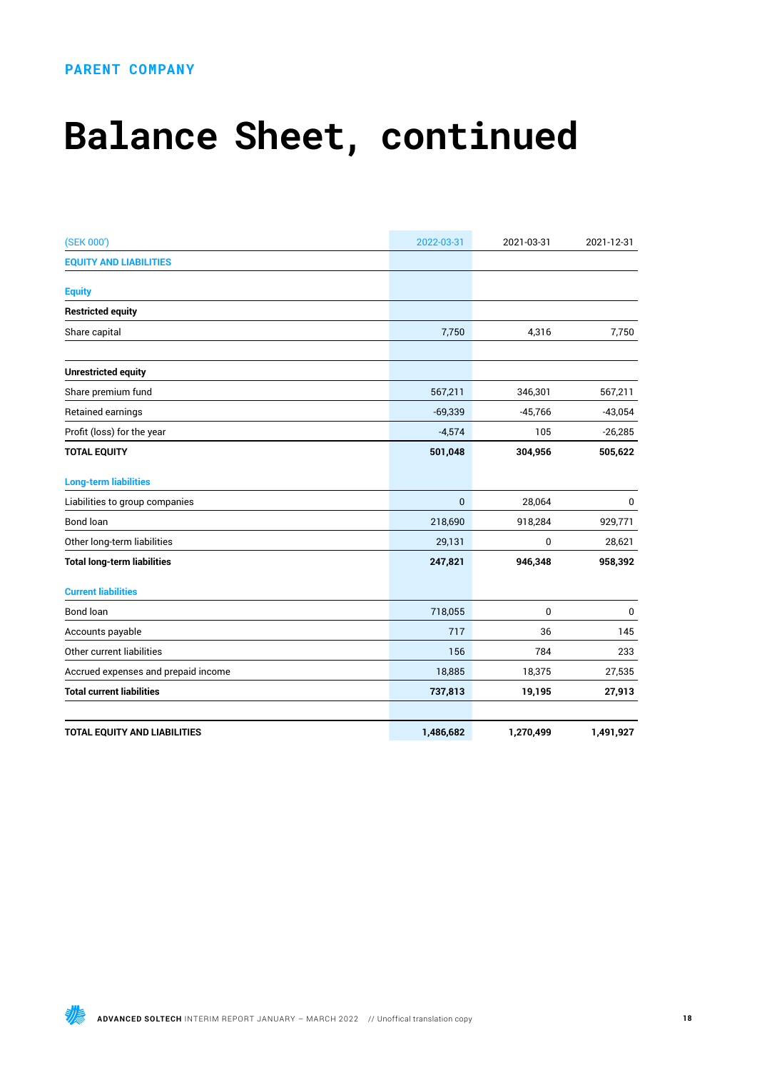PARENT COMPANY

# Balance Sheet, continued

| (SEK 000') | 2022-03-31 | 2021-03-31 | 2021-12-31 |
|---|---|---|---|
| **EQUITY AND LIABILITIES** | | | |
| **Equity** | | | |
| **Restricted equity** | | | |
| Share capital | 7,750 | 4,316 | 7,750 |
| | | | |
| **Unrestricted equity** | | | |
| Share premium fund | 567,211 | 346,301 | 567,211 |
| Retained earnings | -69,339 | -45,766 | -43,054 |
| Profit (loss) for the year | -4,574 | 105 | -26,285 |
| **TOTAL EQUITY** | **501,048** | **304,956** | **505,622** |
| **Long-term liabilities** | | | |
| Liabilities to group companies | 0 | 28,064 | 0 |
| Bond loan | 218,690 | 918,284 | 929,771 |
| Other long-term liabilities | 29,131 | 0 | 28,621 |
| **Total long-term liabilities** | **247,821** | **946,348** | **958,392** |
| **Current liabilities** | | | |
| Bond loan | 718,055 | 0 | 0 |
| Accounts payable | 717 | 36 | 145 |
| Other current liabilities | 156 | 784 | 233 |
| Accrued expenses and prepaid income | 18,885 | 18,375 | 27,535 |
| **Total current liabilities** | **737,813** | **19,195** | **27,913** |
| | | | |
| **TOTAL EQUITY AND LIABILITIES** | **1,486,682** | **1,270,499** | **1,491,927** |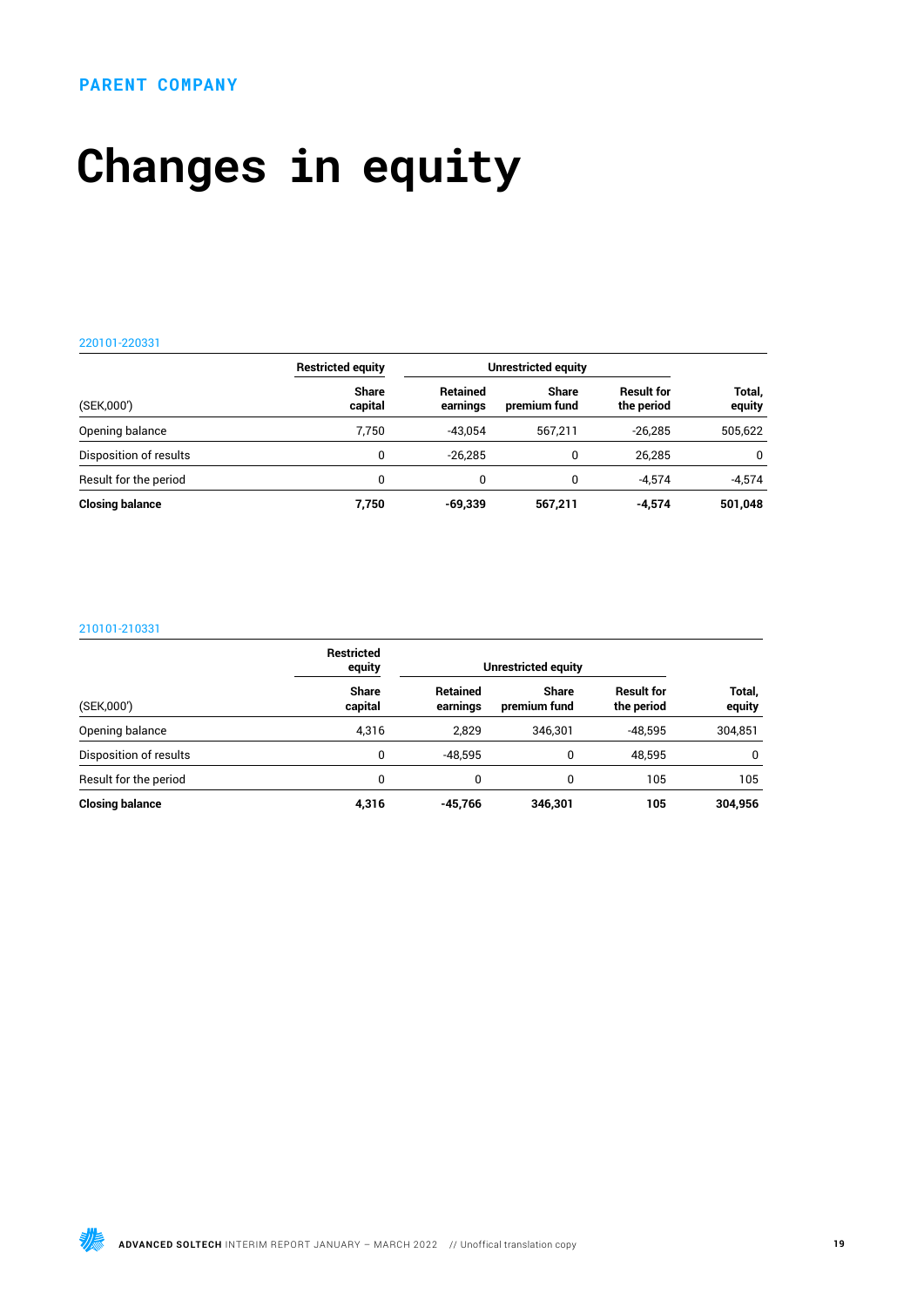PARENT COMPANY

# Changes in equity

220101-220331

| | Restricted equity | Unrestricted equity | | | |
|---|---|---|---|---|---|
| (SEK,000') | Share capital | Retained earnings | Share premium fund | Result for the period | Total, equity |
| Opening balance | 7,750 | -43,054 | 567,211 | -26,285 | 505,622 |
| Disposition of results | 0 | -26,285 | 0 | 26,285 | 0 |
| Result for the period | 0 | 0 | 0 | -4,574 | -4,574 |
| **Closing balance** | **7,750** | **-69,339** | **567,211** | **-4,574** | **501,048** |

210101-210331

| | Restricted equity | Unrestricted equity | | | |
|---|---|---|---|---|---|
| (SEK,000') | Share capital | Retained earnings | Share premium fund | Result for the period | Total, equity |
| Opening balance | 4,316 | 2,829 | 346,301 | -48,595 | 304,851 |
| Disposition of results | 0 | -48,595 | 0 | 48,595 | 0 |
| Result for the period | 0 | 0 | 0 | 105 | 105 |
| **Closing balance** | **4,316** | **-45,766** | **346,301** | **105** | **304,956** |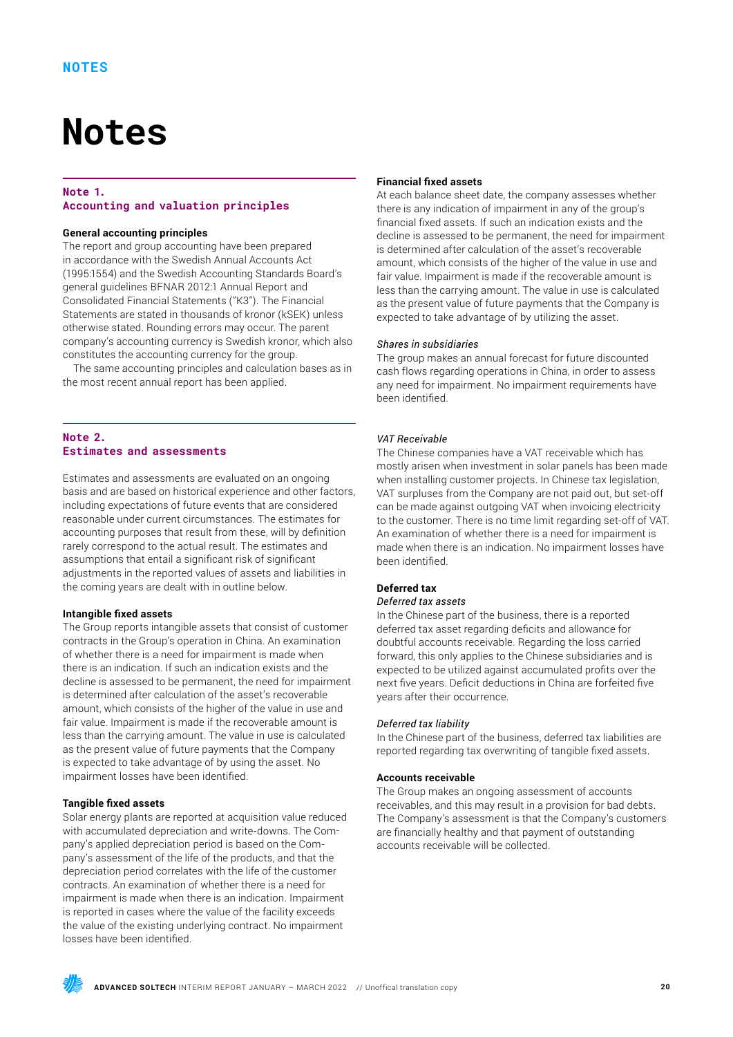# Notes

## Note 1. Accounting and valuation principles

**General accounting principles**

The report and group accounting have been prepared in accordance with the Swedish Annual Accounts Act (1995:1554) and the Swedish Accounting Standards Board's general guidelines BFNAR 2012:1 Annual Report and Consolidated Financial Statements ("K3"). The Financial Statements are stated in thousands of kronor (kSEK) unless otherwise stated. Rounding errors may occur. The parent company's accounting currency is Swedish kronor, which also constitutes the accounting currency for the group.

The same accounting principles and calculation bases as in the most recent annual report has been applied.

## Note 2. Estimates and assessments

Estimates and assessments are evaluated on an ongoing basis and are based on historical experience and other factors, including expectations of future events that are considered reasonable under current circumstances. The estimates for accounting purposes that result from these, will by definition rarely correspond to the actual result. The estimates and assumptions that entail a significant risk of significant adjustments in the reported values of assets and liabilities in the coming years are dealt with in outline below.

**Intangible fixed assets**

The Group reports intangible assets that consist of customer contracts in the Group's operation in China. An examination of whether there is a need for impairment is made when there is an indication. If such an indication exists and the decline is assessed to be permanent, the need for impairment is determined after calculation of the asset's recoverable amount, which consists of the higher of the value in use and fair value. Impairment is made if the recoverable amount is less than the carrying amount. The value in use is calculated as the present value of future payments that the Company is expected to take advantage of by using the asset. No impairment losses have been identified.

**Tangible fixed assets**

Solar energy plants are reported at acquisition value reduced with accumulated depreciation and write-downs. The Company's applied depreciation period is based on the Company's assessment of the life of the products, and that the depreciation period correlates with the life of the customer contracts. An examination of whether there is a need for impairment is made when there is an indication. Impairment is reported in cases where the value of the facility exceeds the value of the existing underlying contract. No impairment losses have been identified.

**Financial fixed assets**

At each balance sheet date, the company assesses whether there is any indication of impairment in any of the group's financial fixed assets. If such an indication exists and the decline is assessed to be permanent, the need for impairment is determined after calculation of the asset's recoverable amount, which consists of the higher of the value in use and fair value. Impairment is made if the recoverable amount is less than the carrying amount. The value in use is calculated as the present value of future payments that the Company is expected to take advantage of by utilizing the asset.

*Shares in subsidiaries*

The group makes an annual forecast for future discounted cash flows regarding operations in China, in order to assess any need for impairment. No impairment requirements have been identified.

*VAT Receivable*

The Chinese companies have a VAT receivable which has mostly arisen when investment in solar panels has been made when installing customer projects. In Chinese tax legislation, VAT surpluses from the Company are not paid out, but set-off can be made against outgoing VAT when invoicing electricity to the customer. There is no time limit regarding set-off of VAT. An examination of whether there is a need for impairment is made when there is an indication. No impairment losses have been identified.

**Deferred tax**

*Deferred tax assets*

In the Chinese part of the business, there is a reported deferred tax asset regarding deficits and allowance for doubtful accounts receivable. Regarding the loss carried forward, this only applies to the Chinese subsidiaries and is expected to be utilized against accumulated profits over the next five years. Deficit deductions in China are forfeited five years after their occurrence.

*Deferred tax liability*

In the Chinese part of the business, deferred tax liabilities are reported regarding tax overwriting of tangible fixed assets.

**Accounts receivable**

The Group makes an ongoing assessment of accounts receivables, and this may result in a provision for bad debts. The Company's assessment is that the Company's customers are financially healthy and that payment of outstanding accounts receivable will be collected.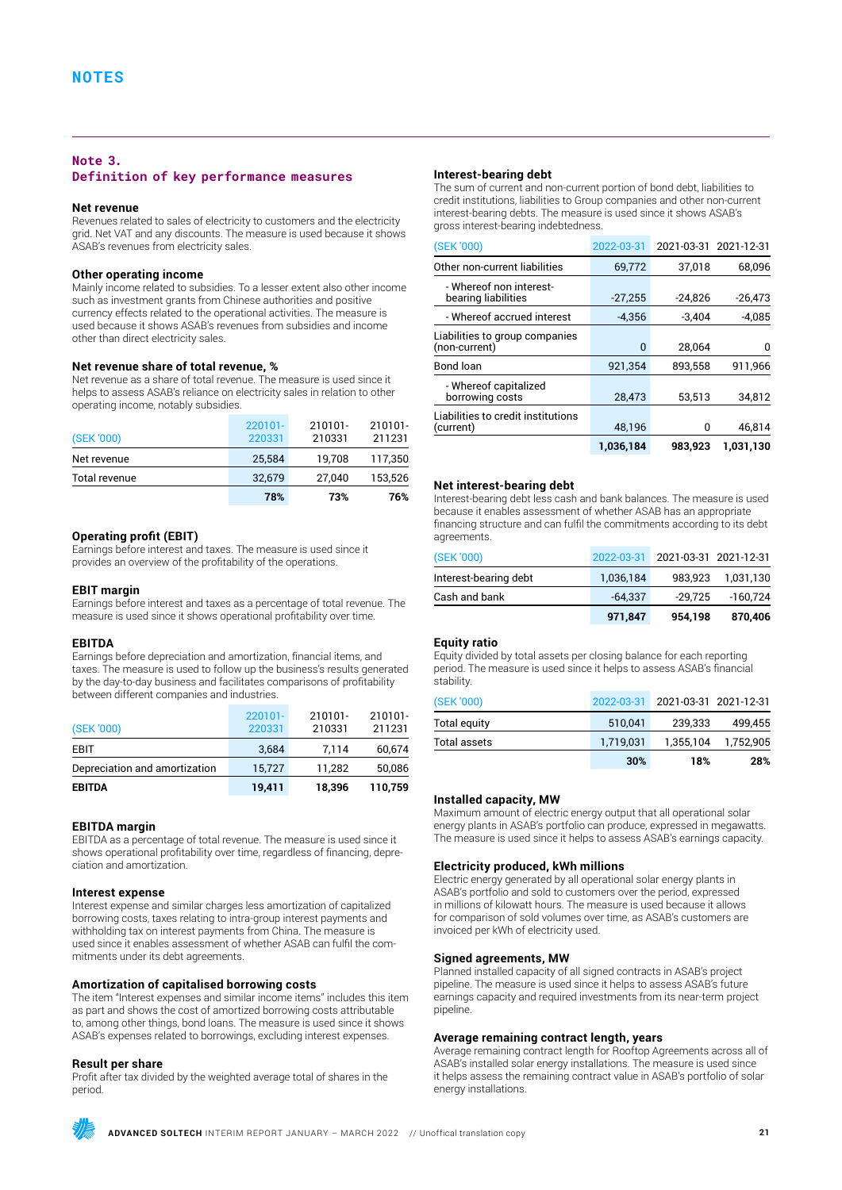# NOTES

## Note 3. Definition of key performance measures

### Net revenue

Revenues related to sales of electricity to customers and the electricity grid. Net VAT and any discounts. The measure is used because it shows ASAB's revenues from electricity sales.

### Other operating income

Mainly income related to subsidies. To a lesser extent also other income such as investment grants from Chinese authorities and positive currency effects related to the operational activities. The measure is used because it shows ASAB's revenues from subsidies and income other than direct electricity sales.

### Net revenue share of total revenue, %

Net revenue as a share of total revenue. The measure is used since it helps to assess ASAB's reliance on electricity sales in relation to other operating income, notably subsidies.

| (SEK '000) | 220101-220331 | 210101-210331 | 210101-211231 |
|---|---|---|---|
| Net revenue | 25,584 | 19,708 | 117,350 |
| Total revenue | 32,679 | 27,040 | 153,526 |
| | **78%** | **73%** | **76%** |

### Operating profit (EBIT)

Earnings before interest and taxes. The measure is used since it provides an overview of the profitability of the operations.

### EBIT margin

Earnings before interest and taxes as a percentage of total revenue. The measure is used since it shows operational profitability over time.

### EBITDA

Earnings before depreciation and amortization, financial items, and taxes. The measure is used to follow up the business's results generated by the day-to-day business and facilitates comparisons of profitability between different companies and industries.

| (SEK '000) | 220101-220331 | 210101-210331 | 210101-211231 |
|---|---|---|---|
| EBIT | 3,684 | 7,114 | 60,674 |
| Depreciation and amortization | 15,727 | 11,282 | 50,086 |
| **EBITDA** | **19,411** | **18,396** | **110,759** |

### EBITDA margin

EBITDA as a percentage of total revenue. The measure is used since it shows operational profitability over time, regardless of financing, depreciation and amortization.

### Interest expense

Interest expense and similar charges less amortization of capitalized borrowing costs, taxes relating to intra-group interest payments and withholding tax on interest payments from China. The measure is used since it enables assessment of whether ASAB can fulfil the commitments under its debt agreements.

### Amortization of capitalised borrowing costs

The item "Interest expenses and similar income items" includes this item as part and shows the cost of amortized borrowing costs attributable to, among other things, bond loans. The measure is used since it shows ASAB's expenses related to borrowings, excluding interest expenses.

### Result per share

Profit after tax divided by the weighted average total of shares in the period.

### Interest-bearing debt

The sum of current and non-current portion of bond debt, liabilities to credit institutions, liabilities to Group companies and other non-current interest-bearing debts. The measure is used since it shows ASAB's gross interest-bearing indebtedness.

| (SEK '000) | 2022-03-31 | 2021-03-31 | 2021-12-31 |
|---|---|---|---|
| Other non-current liabilities | 69,772 | 37,018 | 68,096 |
| - Whereof non interest-bearing liabilities | -27,255 | -24,826 | -26,473 |
| - Whereof accrued interest | -4,356 | -3,404 | -4,085 |
| Liabilities to group companies (non-current) | 0 | 28,064 | 0 |
| Bond loan | 921,354 | 893,558 | 911,966 |
| - Whereof capitalized borrowing costs | 28,473 | 53,513 | 34,812 |
| Liabilities to credit institutions (current) | 48,196 | 0 | 46,814 |
| | **1,036,184** | **983,923** | **1,031,130** |

### Net interest-bearing debt

Interest-bearing debt less cash and bank balances. The measure is used because it enables assessment of whether ASAB has an appropriate financing structure and can fulfil the commitments according to its debt agreements.

| (SEK '000) | 2022-03-31 | 2021-03-31 | 2021-12-31 |
|---|---|---|---|
| Interest-bearing debt | 1,036,184 | 983,923 | 1,031,130 |
| Cash and bank | -64,337 | -29,725 | -160,724 |
| | **971,847** | **954,198** | **870,406** |

### Equity ratio

Equity divided by total assets per closing balance for each reporting period. The measure is used since it helps to assess ASAB's financial stability.

| (SEK '000) | 2022-03-31 | 2021-03-31 | 2021-12-31 |
|---|---|---|---|
| Total equity | 510,041 | 239,333 | 499,455 |
| Total assets | 1,719,031 | 1,355,104 | 1,752,905 |
| | **30%** | **18%** | **28%** |

### Installed capacity, MW

Maximum amount of electric energy output that all operational solar energy plants in ASAB's portfolio can produce, expressed in megawatts. The measure is used since it helps to assess ASAB's earnings capacity.

### Electricity produced, kWh millions

Electric energy generated by all operational solar energy plants in ASAB's portfolio and sold to customers over the period, expressed in millions of kilowatt hours. The measure is used because it allows for comparison of sold volumes over time, as ASAB's customers are invoiced per kWh of electricity used.

### Signed agreements, MW

Planned installed capacity of all signed contracts in ASAB's project pipeline. The measure is used since it helps to assess ASAB's future earnings capacity and required investments from its near-term project pipeline.

### Average remaining contract length, years

Average remaining contract length for Rooftop Agreements across all of ASAB's installed solar energy installations. The measure is used since it helps assess the remaining contract value in ASAB's portfolio of solar energy installations.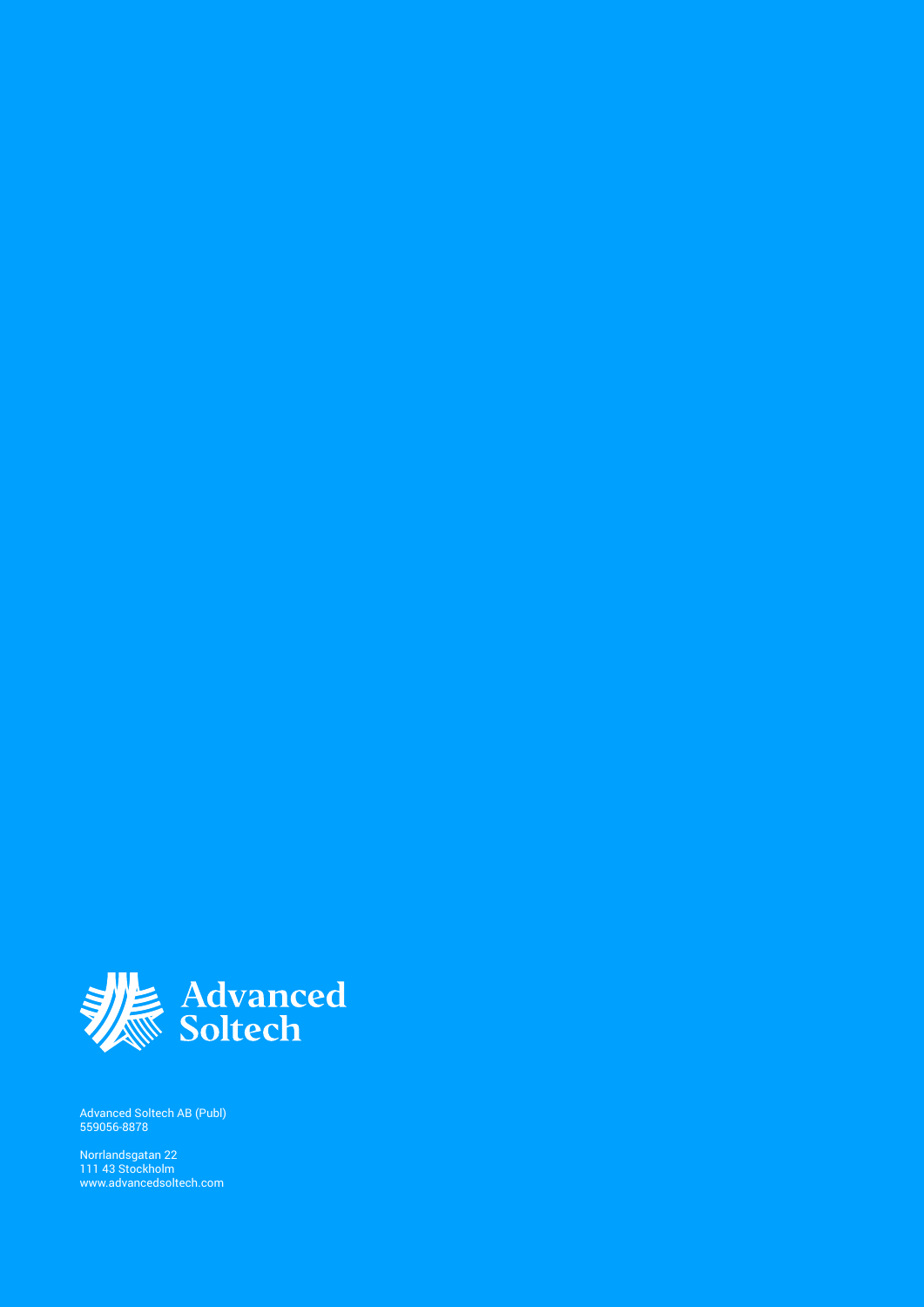Advanced Soltech

Advanced Soltech AB (Publ)
559056-8878

Norrlandsgatan 22
111 43 Stockholm
www.advancedsoltech.com